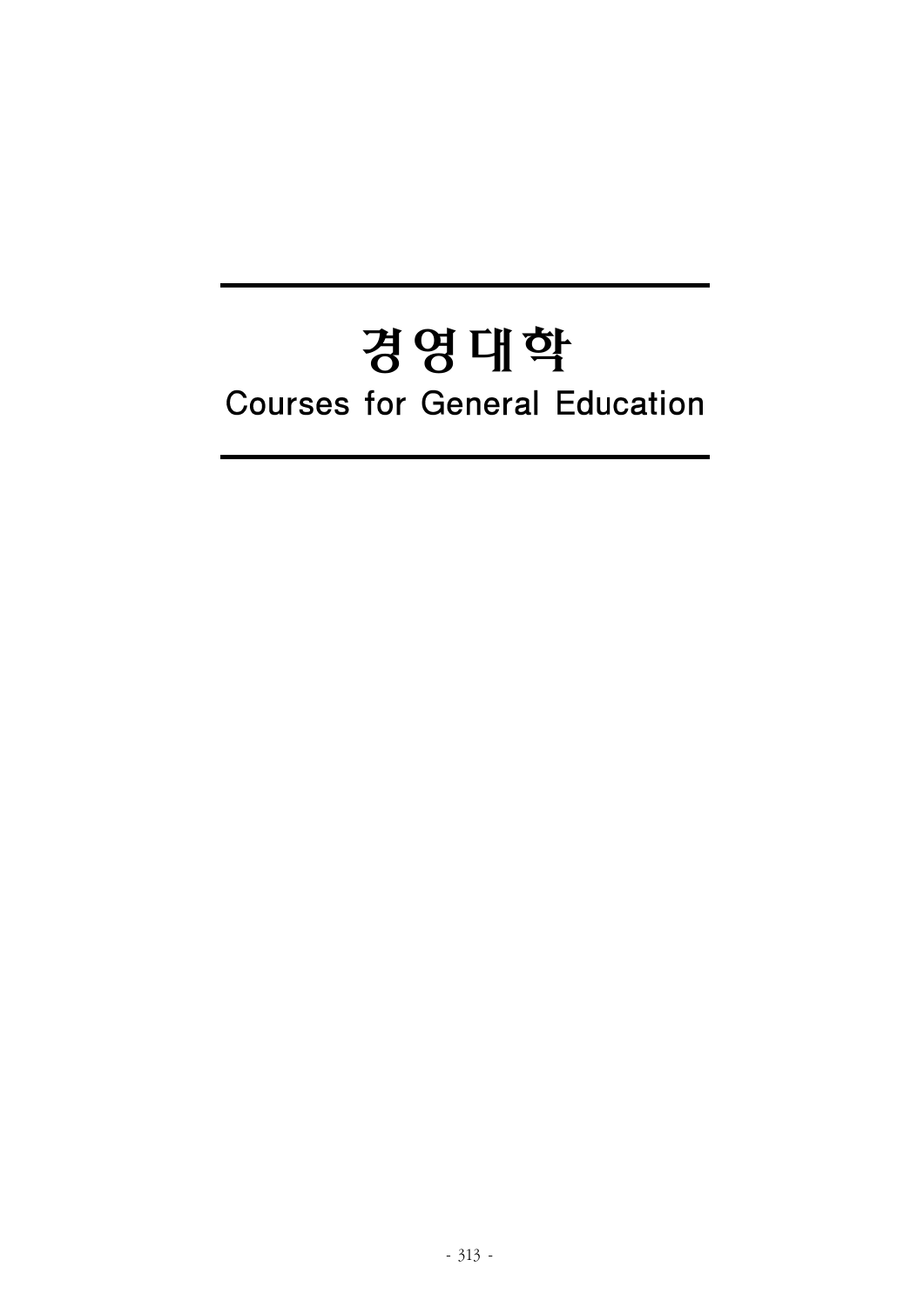# 경영대학

## Courses for General Education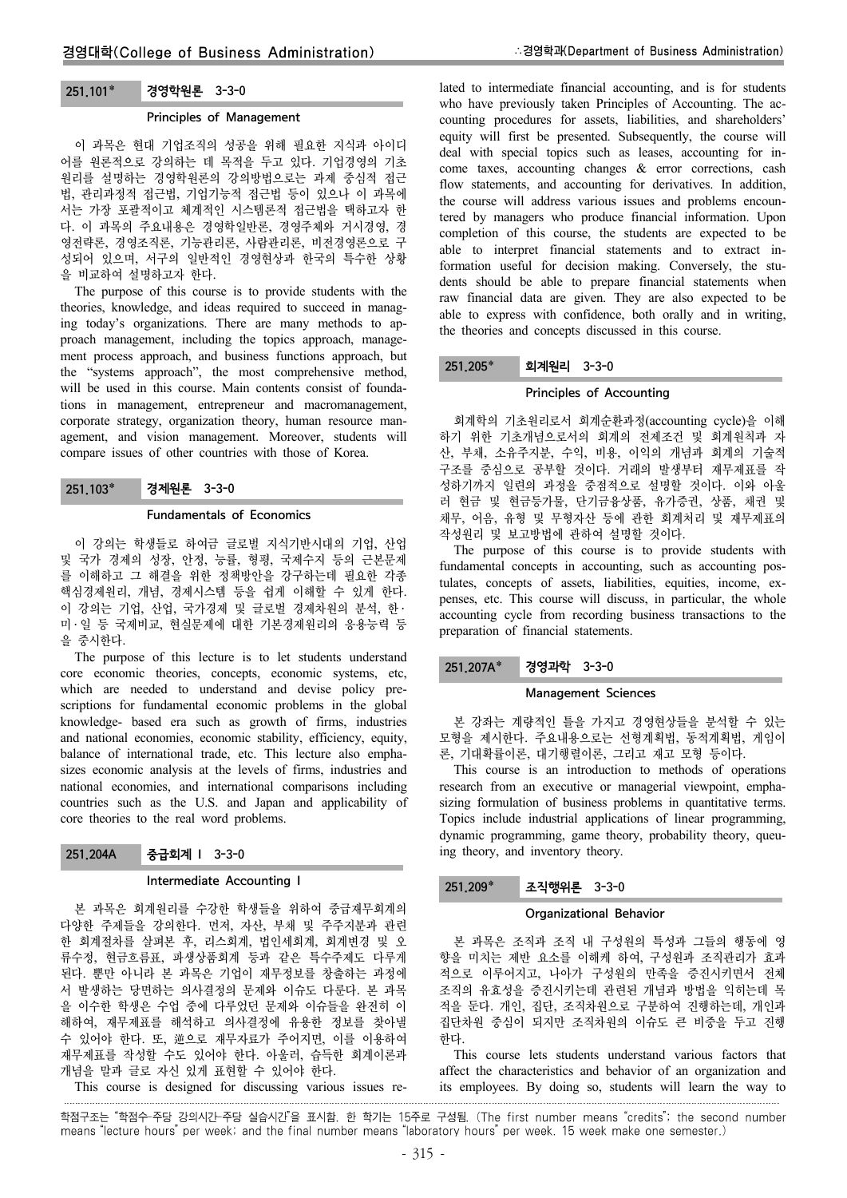## 251.101* 경영학원론 3-3-0

### Principles of Management

이 과목은 현대 기업조직의 성공을 위해 필요한 지식과 아이디어를 원론적으로 강의하는 데 목적을 두고 있다. 기업경영의 기초원리를 설명하는 경영학원론의 강의방법으로는 과제 중심적 접근법, 관리과정적 접근법, 기업기능적 접근법 등이 있으나 이 과목에서는 가장 포괄적이고 체계적인 시스템론적 접근법을 택하고자 한다. 이 과목의 주요내용은 경영학일반론, 경영주체와 거시경영, 경영전략론, 경영조직론, 기능관리론, 사람관리론, 비전경영론으로 구성되어 있으며, 서구의 일반적인 경영현상과 한국의 특수한 상황을 비교하여 설명하고자 한다.

The purpose of this course is to provide students with the theories, knowledge, and ideas required to succeed in managing today's organizations. There are many methods to approach management, including the topics approach, management process approach, and business functions approach, but the "systems approach", the most comprehensive method, will be used in this course. Main contents consist of foundations in management, entrepreneur and macromanagement, corporate strategy, organization theory, human resource management, and vision management. Moreover, students will compare issues of other countries with those of Korea.

## 251.103* 경제원론 3-3-0

### Fundamentals of Economics

이 강의는 학생들로 하여금 글로벌 지식기반시대의 기업, 산업 및 국가 경제의 성장, 안정, 능률, 형평, 국제수지 등의 근본문제를 이해하고 그 해결을 위한 정책방안을 강구하는데 필요한 각종 핵심경제원리, 개념, 경제시스템 등을 쉽게 이해할 수 있게 한다. 이 강의는 기업, 산업, 국가경제 및 글로벌 경제차원의 분석, 한·미·일 등 국제비교, 현실문제에 대한 기본경제원리의 응용능력 등을 중시한다.

The purpose of this lecture is to let students understand core economic theories, concepts, economic systems, etc, which are needed to understand and devise policy prescriptions for fundamental economic problems in the global knowledge- based era such as growth of firms, industries and national economies, economic stability, efficiency, equity, balance of international trade, etc. This lecture also emphasizes economic analysis at the levels of firms, industries and national economies, and international comparisons including countries such as the U.S. and Japan and applicability of core theories to the real word problems.

## 251.204A 중급회계 I 3-3-0

### Intermediate Accounting I

본 과목은 회계원리를 수강한 학생들을 위하여 중급재무회계의 다양한 주제들을 강의한다. 먼저, 자산, 부채 및 주주지분과 관련한 회계절차를 살펴본 후, 리스회계, 법인세회계, 회계변경 및 오류수정, 현금흐름표, 파생상품회계 등과 같은 특수주제도 다루게 된다. 뿐만 아니라 본 과목은 기업이 재무정보를 창출하는 과정에서 발생하는 당면하는 의사결정의 문제와 이슈도 다룬다. 본 과목을 이수한 학생은 수업 중에 다루었던 문제와 이슈를 완전히 이해하여, 재무제표를 해석하고 의사결정에 유용한 정보를 찾아낼 수 있어야 한다. 또, 逆으로 재무자료가 주어지면, 이를 이용하여 재무제표를 작성할 수도 있어야 한다. 아울러, 습득한 회계이론과 개념을 말과 글로 자신 있게 표현할 수 있어야 한다.

This course is designed for discussing various issues related to intermediate financial accounting, and is for students who have previously taken Principles of Accounting. The accounting procedures for assets, liabilities, and shareholders' equity will first be presented. Subsequently, the course will deal with special topics such as leases, accounting for income taxes, accounting changes & error corrections, cash flow statements, and accounting for derivatives. In addition, the course will address various issues and problems encountered by managers who produce financial information. Upon completion of this course, the students are expected to be able to interpret financial statements and to extract information useful for decision making. Conversely, the students should be able to prepare financial statements when raw financial data are given. They are also expected to be able to express with confidence, both orally and in writing, the theories and concepts discussed in this course.

## 251.205* 회계원리 3-3-0

### Principles of Accounting

회계학의 기초원리로서 회계순환과정(accounting cycle)을 이해하기 위한 기초개념으로서의 회계의 전제조건 및 회계원칙과 자산, 부채, 소유주지분, 수익, 비용, 이익의 개념과 회계의 기술적 구조를 중심으로 공부할 것이다. 거래의 발생부터 재무제표를 작성하기까지 일련의 과정을 중점적으로 설명할 것이다. 이와 아울러 현금 및 현금등가물, 단기금융상품, 유가증권, 상품, 채권 및 채무, 어음, 유형 및 무형자산 등에 관한 회계처리 및 재무제표의 작성원리 및 보고방법에 관하여 설명할 것이다.

The purpose of this course is to provide students with fundamental concepts in accounting, such as accounting postulates, concepts of assets, liabilities, equities, income, expenses, etc. This course will discuss, in particular, the whole accounting cycle from recording business transactions to the preparation of financial statements.

## 251.207A* 경영과학 3-3-0

### Management Sciences

본 강좌는 계량적인 틀을 가지고 경영현상들을 분석할 수 있는 모형을 제시한다. 주요내용으로는 선형계획법, 동적계획법, 게임이론, 기대확률이론, 대기행렬이론, 그리고 재고 모형 등이다.

This course is an introduction to methods of operations research from an executive or managerial viewpoint, emphasizing formulation of business problems in quantitative terms. Topics include industrial applications of linear programming, dynamic programming, game theory, probability theory, queuing theory, and inventory theory.

## 251.209* 조직행위론 3-3-0

### Organizational Behavior

본 과목은 조직과 조직 내 구성원의 특성과 그들의 행동에 영향을 미치는 제반 요소를 이해케 하여, 구성원과 조직관리가 효과적으로 이루어지고, 나아가 구성원의 만족을 증진시키면서 전체 조직의 유효성을 증진시키는데 관련된 개념과 방법을 익히는데 목적을 둔다. 개인, 집단, 조직차원으로 구분하여 진행하는데, 개인과 집단차원 중심이 되지만 조직차원의 이슈도 큰 비중을 두고 진행한다.

This course lets students understand various factors that affect the characteristics and behavior of an organization and its employees. By doing so, students will learn the way to

학점구조는 "학점수-주당 강의시간-주당 실습시간"을 표시함. 한 학기는 15주로 구성됨. (The first number means "credits"; the second number means "lecture hours" per week; and the final number means "laboratory hours" per week. 15 week make one semester.)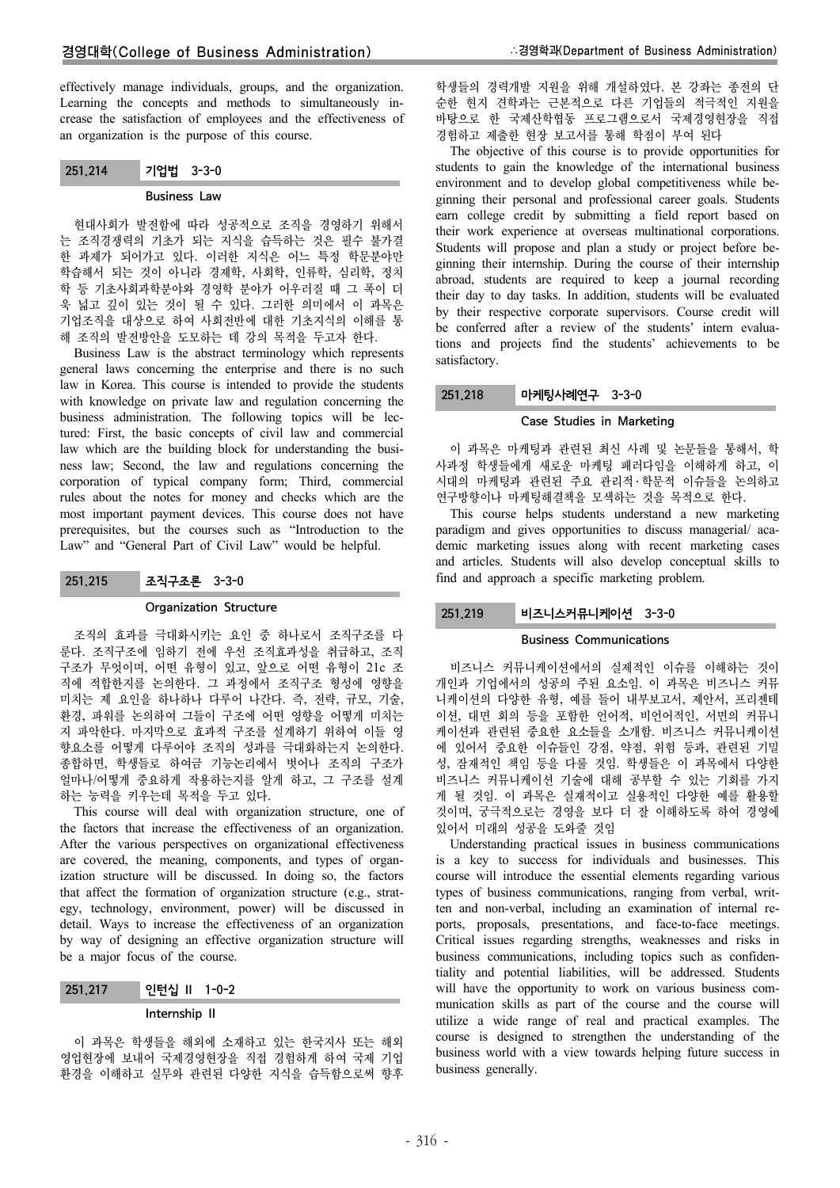effectively manage individuals, groups, and the organization. Learning the concepts and methods to simultaneously increase the satisfaction of employees and the effectiveness of an organization is the purpose of this course.

### 251.214 기업법 3-3-0

#### Business Law

현대사회가 발전함에 따라 성공적으로 조직을 경영하기 위해서는 조직경쟁력의 기초가 되는 지식을 습득하는 것은 필수 불가결한 과제가 되어가고 있다. 이러한 지식은 어느 특정 학문분야만 학습해서 되는 것이 아니라 경제학, 사회학, 인류학, 심리학, 정치학 등 기초사회과학분야와 경영학 분야가 어우러질 때 그 폭이 더욱 넓고 깊이 있는 것이 될 수 있다. 그러한 의미에서 이 과목은 기업조직을 대상으로 하여 사회전반에 대한 기초지식의 이해를 통해 조직의 발전방안을 도모하는 데 강의 목적을 두고자 한다.

Business Law is the abstract terminology which represents general laws concerning the enterprise and there is no such law in Korea. This course is intended to provide the students with knowledge on private law and regulation concerning the business administration. The following topics will be lectured: First, the basic concepts of civil law and commercial law which are the building block for understanding the business law; Second, the law and regulations concerning the corporation of typical company form; Third, commercial rules about the notes for money and checks which are the most important payment devices. This course does not have prerequisites, but the courses such as "Introduction to the Law" and "General Part of Civil Law" would be helpful.

### 251.215 조직구조론 3-3-0

#### Organization Structure

조직의 효과를 극대화시키는 요인 중 하나로서 조직구조를 다룬다. 조직구조에 임하기 전에 우선 조직효과성을 취급하고, 조직구조가 무엇이며, 어떤 유형이 있고, 앞으로 어떤 유형이 21c 조직에 적합한지를 논의한다. 그 과정에서 조직구조 형성에 영향을 미치는 제 요인을 하나하나 다루어 나간다. 즉, 전략, 규모, 기술, 환경, 파워를 논의하여 그들이 구조에 어떤 영향을 어떻게 미치는지 파악한다. 마지막으로 효과적 구조를 설계하기 위하여 이들 영향요소를 어떻게 다루어야 조직의 성과를 극대화하는지 논의한다. 종합하면, 학생들로 하여금 기능논리에서 벗어나 조직의 구조가 얼마나/어떻게 중요하게 작용하는지를 알게 하고, 그 구조를 설계하는 능력을 키우는데 목적을 두고 있다.

This course will deal with organization structure, one of the factors that increase the effectiveness of an organization. After the various perspectives on organizational effectiveness are covered, the meaning, components, and types of organization structure will be discussed. In doing so, the factors that affect the formation of organization structure (e.g., strategy, technology, environment, power) will be discussed in detail. Ways to increase the effectiveness of an organization by way of designing an effective organization structure will be a major focus of the course.

### 251.217 인턴십 II 1-0-2

#### Internship II

이 과목은 학생들을 해외에 소재하고 있는 한국지사 또는 해외영업현장에 보내어 국제경영현장을 직접 경험하게 하여 국제 기업 환경을 이해하고 실무와 관련된 다양한 지식을 습득함으로써 향후 학생들의 경력개발 지원을 위해 개설하였다. 본 강좌는 종전의 단순한 현지 견학과는 근본적으로 다른 기업들의 적극적인 지원을 바탕으로 한 국제산학협동 프로그램으로서 국제경영현장을 직접 경험하고 제출한 현장 보고서를 통해 학점이 부여 된다

The objective of this course is to provide opportunities for students to gain the knowledge of the international business environment and to develop global competitiveness while beginning their personal and professional career goals. Students earn college credit by submitting a field report based on their work experience at overseas multinational corporations. Students will propose and plan a study or project before beginning their internship. During the course of their internship abroad, students are required to keep a journal recording their day to day tasks. In addition, students will be evaluated by their respective corporate supervisors. Course credit will be conferred after a review of the students' intern evaluations and projects find the students' achievements to be satisfactory.

### 251.218 마케팅사례연구 3-3-0

#### Case Studies in Marketing

이 과목은 마케팅과 관련된 최신 사례 및 논문들을 통해서, 학사과정 학생들에게 새로운 마케팅 패러다임을 이해하게 하고, 이 시대의 마케팅과 관련된 주요 관리적·학문적 이슈들을 논의하고 연구방향이나 마케팅해결책을 모색하는 것을 목적으로 한다.

This course helps students understand a new marketing paradigm and gives opportunities to discuss managerial/ academic marketing issues along with recent marketing cases and articles. Students will also develop conceptual skills to find and approach a specific marketing problem.

### 251.219 비즈니스커뮤니케이션 3-3-0

#### Business Communications

비즈니스 커뮤니케이션에서의 실제적인 이슈를 이해하는 것이 개인과 기업에서의 성공의 주된 요소임. 이 과목은 비즈니스 커뮤니케이션의 다양한 유형, 예를 들어 내부보고서, 제안서, 프리젠테이션, 대면 회의 등을 포함한 언어적, 비언어적인, 서면의 커뮤니케이션과 관련된 중요한 요소들을 소개함. 비즈니스 커뮤니케이션에 있어서 중요한 이슈들인 강점, 약점, 위험 등과, 관련된 기밀성, 잠재적인 책임 등을 다룰 것임. 학생들은 이 과목에서 다양한 비즈니스 커뮤니케이션 기술에 대해 공부할 수 있는 기회를 가지게 될 것임. 이 과목은 실재적이고 실용적인 다양한 예를 활용할 것이며, 궁극적으로는 경영을 보다 더 잘 이해하도록 하여 경영에 있어서 미래의 성공을 도와줄 것임

Understanding practical issues in business communications is a key to success for individuals and businesses. This course will introduce the essential elements regarding various types of business communications, ranging from verbal, written and non-verbal, including an examination of internal reports, proposals, presentations, and face-to-face meetings. Critical issues regarding strengths, weaknesses and risks in business communications, including topics such as confidentiality and potential liabilities, will be addressed. Students will have the opportunity to work on various business communication skills as part of the course and the course will utilize a wide range of real and practical examples. The course is designed to strengthen the understanding of the business world with a view towards helping future success in business generally.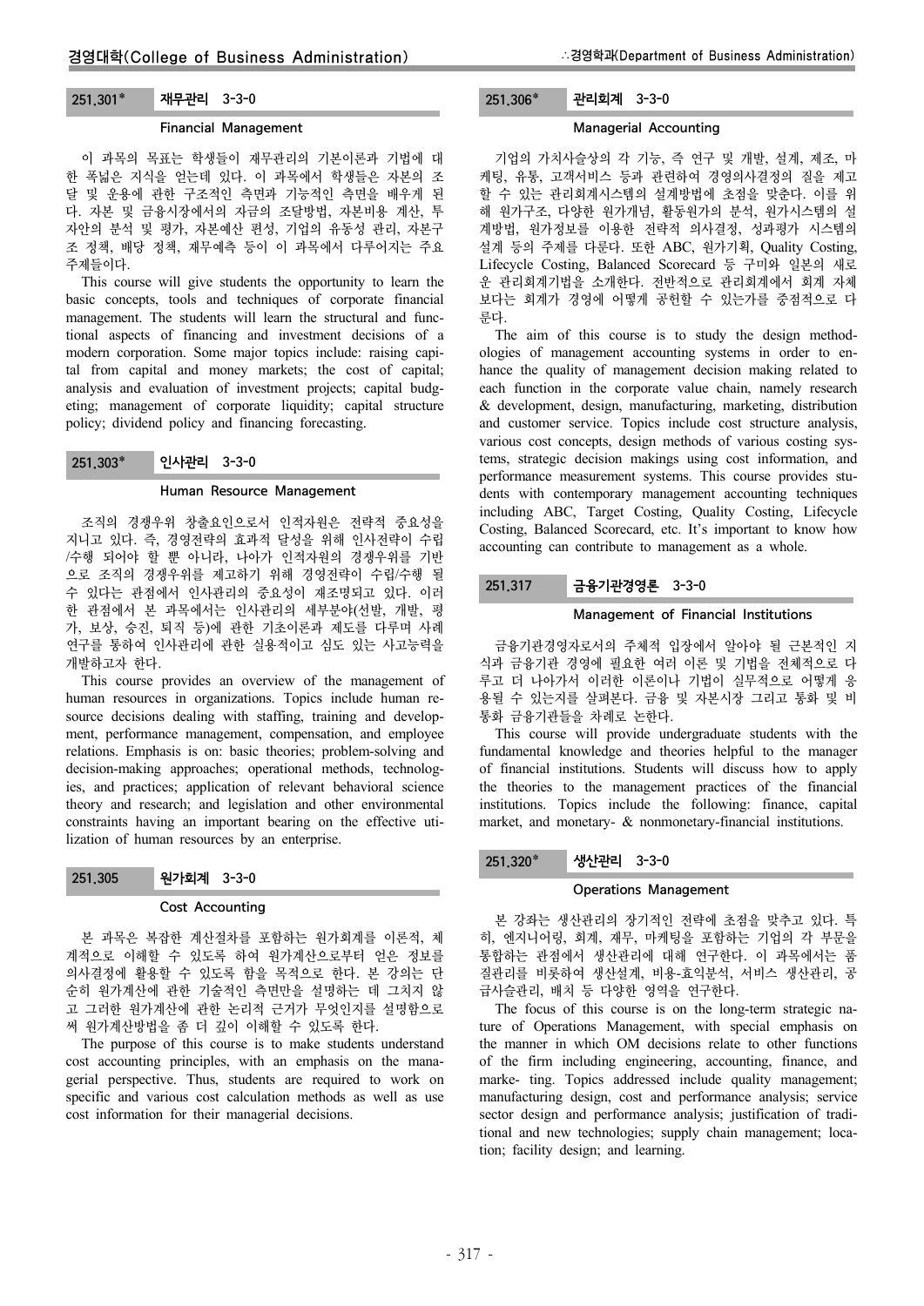### 251.301* 재무관리 3-3-0

**Financial Management**

이 과목의 목표는 학생들이 재무관리의 기본이론과 기법에 대한 폭넓은 지식을 얻는데 있다. 이 과목에서 학생들은 자본의 조달 및 운용에 관한 구조적인 측면과 기능적인 측면을 배우게 된다. 자본 및 금융시장에서의 자금의 조달방법, 자본비용 계산, 투자안의 분석 및 평가, 자본예산 편성, 기업의 유동성 관리, 자본구조 정책, 배당 정책, 재무예측 등이 이 과목에서 다루어지는 주요 주제들이다.

This course will give students the opportunity to learn the basic concepts, tools and techniques of corporate financial management. The students will learn the structural and functional aspects of financing and investment decisions of a modern corporation. Some major topics include: raising capital from capital and money markets; the cost of capital; analysis and evaluation of investment projects; capital budgeting; management of corporate liquidity; capital structure policy; dividend policy and financing forecasting.

### 251.303* 인사관리 3-3-0

**Human Resource Management**

조직의 경쟁우위 창출요인으로서 인적자원은 전략적 중요성을 지니고 있다. 즉, 경영전략의 효과적 달성을 위해 인사전략이 수립/수행 되어야 할 뿐 아니라, 나아가 인적자원의 경쟁우위를 기반으로 조직의 경쟁우위를 제고하기 위해 경영전략이 수립/수행 될 수 있다는 관점에서 인사관리의 중요성이 재조명되고 있다. 이러한 관점에서 본 과목에서는 인사관리의 세부분야(선발, 개발, 평가, 보상, 승진, 퇴직 등)에 관한 기초이론과 제도를 다루며 사례연구를 통하여 인사관리에 관한 실용적이고 심도 있는 사고능력을 개발하고자 한다.

This course provides an overview of the management of human resources in organizations. Topics include human resource decisions dealing with staffing, training and development, performance management, compensation, and employee relations. Emphasis is on: basic theories; problem-solving and decision-making approaches; operational methods, technologies, and practices; application of relevant behavioral science theory and research; and legislation and other environmental constraints having an important bearing on the effective utilization of human resources by an enterprise.

### 251.305 원가회계 3-3-0

**Cost Accounting**

본 과목은 복잡한 계산절차를 포함하는 원가회계를 이론적, 체계적으로 이해할 수 있도록 하여 원가계산으로부터 얻은 정보를 의사결정에 활용할 수 있도록 함을 목적으로 한다. 본 강의는 단순히 원가계산에 관한 기술적인 측면만을 설명하는 데 그치지 않고 그러한 원가계산에 관한 논리적 근거가 무엇인지를 설명함으로써 원가계산방법을 좀 더 깊이 이해할 수 있도록 한다.

The purpose of this course is to make students understand cost accounting principles, with an emphasis on the managerial perspective. Thus, students are required to work on specific and various cost calculation methods as well as use cost information for their managerial decisions.

### 251.306* 관리회계 3-3-0

**Managerial Accounting**

기업의 가치사슬상의 각 기능, 즉 연구 및 개발, 설계, 제조, 마케팅, 유통, 고객서비스 등과 관련하여 경영의사결정의 질을 제고할 수 있는 관리회계시스템의 설계방법에 초점을 맞춘다. 이를 위해 원가구조, 다양한 원가개념, 활동원가의 분석, 원가시스템의 설계방법, 원가정보를 이용한 전략적 의사결정, 성과평가 시스템의 설계 등의 주제를 다룬다. 또한 ABC, 원가기획, Quality Costing, Lifecycle Costing, Balanced Scorecard 등 구미와 일본의 새로운 관리회계기법을 소개한다. 전반적으로 관리회계에서 회계 자체보다는 회계가 경영에 어떻게 공헌할 수 있는가를 중점적으로 다룬다.

The aim of this course is to study the design methodologies of management accounting systems in order to enhance the quality of management decision making related to each function in the corporate value chain, namely research & development, design, manufacturing, marketing, distribution and customer service. Topics include cost structure analysis, various cost concepts, design methods of various costing systems, strategic decision makings using cost information, and performance measurement systems. This course provides students with contemporary management accounting techniques including ABC, Target Costing, Quality Costing, Lifecycle Costing, Balanced Scorecard, etc. It's important to know how accounting can contribute to management as a whole.

### 251.317 금융기관경영론 3-3-0

**Management of Financial Institutions**

금융기관경영자로서의 주체적 입장에서 알아야 될 근본적인 지식과 금융기관 경영에 필요한 여러 이론 및 기법을 전체적으로 다루고 더 나아가서 이러한 이론이나 기법이 실무적으로 어떻게 응용될 수 있는지를 살펴본다. 금융 및 자본시장 그리고 통화 및 비통화 금융기관들을 차례로 논한다.

This course will provide undergraduate students with the fundamental knowledge and theories helpful to the manager of financial institutions. Students will discuss how to apply the theories to the management practices of the financial institutions. Topics include the following: finance, capital market, and monetary- & nonmonetary-financial institutions.

### 251.320* 생산관리 3-3-0

**Operations Management**

본 강좌는 생산관리의 장기적인 전략에 초점을 맞추고 있다. 특히, 엔지니어링, 회계, 재무, 마케팅을 포함하는 기업의 각 부문을 통합하는 관점에서 생산관리에 대해 연구한다. 이 과목에서는 품질관리를 비롯하여 생산설계, 비용-효익분석, 서비스 생산관리, 공급사슬관리, 배치 등 다양한 영역을 연구한다.

The focus of this course is on the long-term strategic nature of Operations Management, with special emphasis on the manner in which OM decisions relate to other functions of the firm including engineering, accounting, finance, and marke- ting. Topics addressed include quality management; manufacturing design, cost and performance analysis; service sector design and performance analysis; justification of traditional and new technologies; supply chain management; location; facility design; and learning.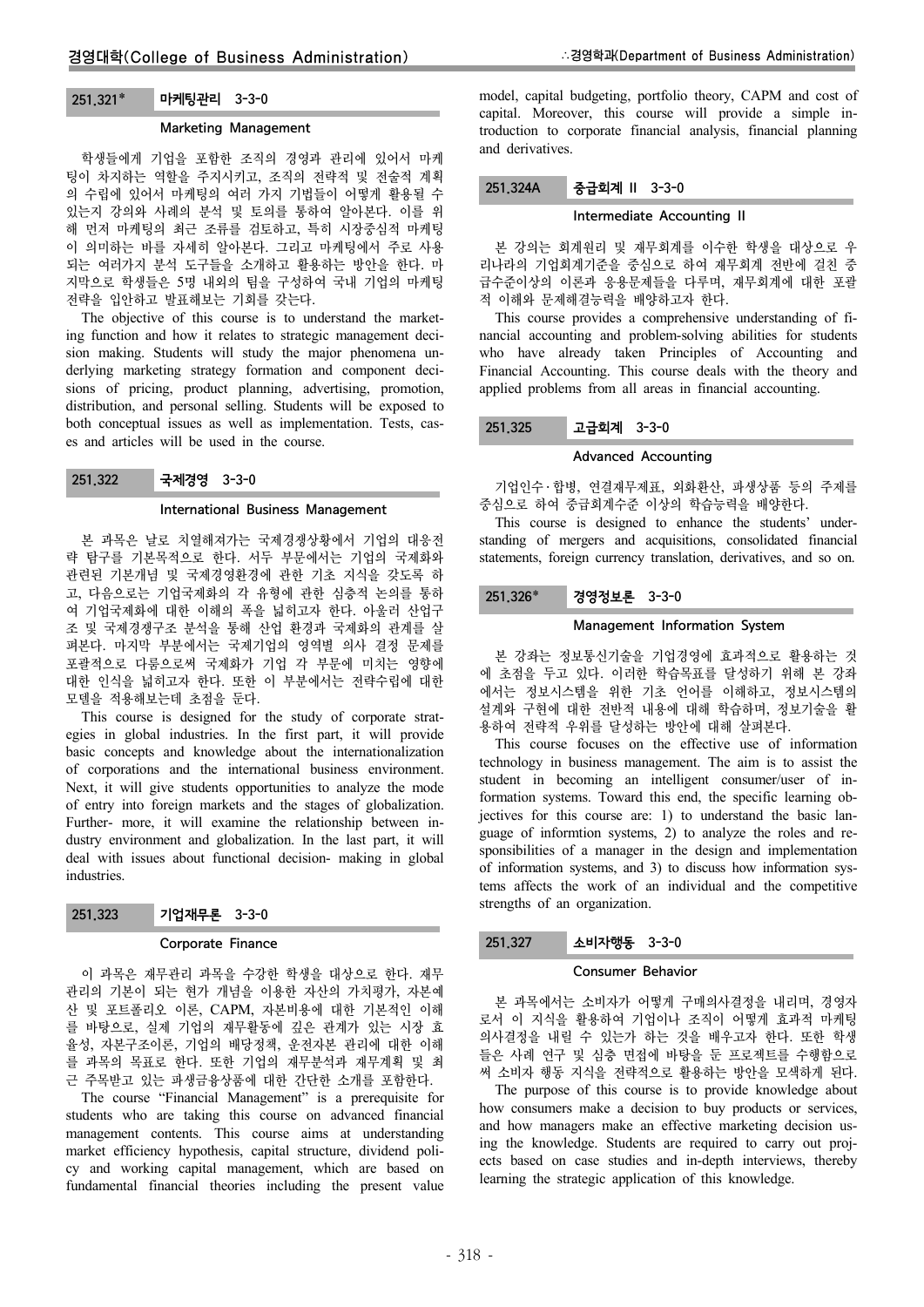### 251.321* 마케팅관리 3-3-0

**Marketing Management**

학생들에게 기업을 포함한 조직의 경영과 관리에 있어서 마케팅이 차지하는 역할을 주지시키고, 조직의 전략적 및 전술적 계획의 수립에 있어서 마케팅의 여러 가지 기법들이 어떻게 활용될 수 있는지 강의와 사례의 분석 및 토의를 통하여 알아본다. 이를 위해 먼저 마케팅의 최근 조류를 검토하고, 특히 시장중심적 마케팅이 의미하는 바를 자세히 알아본다. 그리고 마케팅에서 주로 사용되는 여러가지 분석 도구들을 소개하고 활용하는 방안을 한다. 마지막으로 학생들은 5명 내외의 팀을 구성하여 국내 기업의 마케팅 전략을 입안하고 발표해보는 기회를 갖는다.

The objective of this course is to understand the marketing function and how it relates to strategic management decision making. Students will study the major phenomena underlying marketing strategy formation and component decisions of pricing, product planning, advertising, promotion, distribution, and personal selling. Students will be exposed to both conceptual issues as well as implementation. Tests, cases and articles will be used in the course.

### 251.322 국제경영 3-3-0

**International Business Management**

본 과목은 날로 치열해져가는 국제경쟁상황에서 기업의 대응전략 탐구를 기본목적으로 한다. 서두 부문에서는 기업의 국제화와 관련된 기본개념 및 국제경영환경에 관한 기초 지식을 갖도록 하고, 다음으로는 기업국제화의 각 유형에 관한 심층적 논의를 통하여 기업국제화에 대한 이해의 폭을 넓히고자 한다. 아울러 산업구조 및 국제경쟁구조 분석을 통해 산업 환경과 국제화의 관계를 살펴본다. 마지막 부분에서는 국제기업의 영역별 의사 결정 문제를 포괄적으로 다룸으로써 국제화가 기업 각 부문에 미치는 영향에 대한 인식을 넓히고자 한다. 또한 이 부분에서는 전략수립에 대한 모델을 적용해보는데 초점을 둔다.

This course is designed for the study of corporate strategies in global industries. In the first part, it will provide basic concepts and knowledge about the internationalization of corporations and the international business environment. Next, it will give students opportunities to analyze the mode of entry into foreign markets and the stages of globalization. Further- more, it will examine the relationship between industry environment and globalization. In the last part, it will deal with issues about functional decision- making in global industries.

### 251.323 기업재무론 3-3-0

**Corporate Finance**

이 과목은 재무관리 과목을 수강한 학생을 대상으로 한다. 재무관리의 기본이 되는 현가 개념을 이용한 자산의 가치평가, 자본예산 및 포트폴리오 이론, CAPM, 자본비용에 대한 기본적인 이해를 바탕으로, 실제 기업의 재무활동에 깊은 관계가 있는 시장 효율성, 자본구조이론, 기업의 배당정책, 운전자본 관리에 대한 이해를 과목의 목표로 한다. 또한 기업의 재무분석과 재무계획 및 최근 주목받고 있는 파생금융상품에 대한 간단한 소개를 포함한다.

The course "Financial Management" is a prerequisite for students who are taking this course on advanced financial management contents. This course aims at understanding market efficiency hypothesis, capital structure, dividend policy and working capital management, which are based on fundamental financial theories including the present value model, capital budgeting, portfolio theory, CAPM and cost of capital. Moreover, this course will provide a simple introduction to corporate financial analysis, financial planning and derivatives.

### 251.324A 중급회계 II 3-3-0

**Intermediate Accounting II**

본 강의는 회계원리 및 재무회계를 이수한 학생을 대상으로 우리나라의 기업회계기준을 중심으로 하여 재무회계 전반에 걸친 중급수준이상의 이론과 응용문제들을 다루며, 재무회계에 대한 포괄적 이해와 문제해결능력을 배양하고자 한다.

This course provides a comprehensive understanding of financial accounting and problem-solving abilities for students who have already taken Principles of Accounting and Financial Accounting. This course deals with the theory and applied problems from all areas in financial accounting.

### 251.325 고급회계 3-3-0

**Advanced Accounting**

기업인수·합병, 연결재무제표, 외화환산, 파생상품 등의 주제를 중심으로 하여 중급회계수준 이상의 학습능력을 배양한다.

This course is designed to enhance the students' understanding of mergers and acquisitions, consolidated financial statements, foreign currency translation, derivatives, and so on.

### 251.326* 경영정보론 3-3-0

**Management Information System**

본 강좌는 정보통신기술을 기업경영에 효과적으로 활용하는 것에 초점을 두고 있다. 이러한 학습목표를 달성하기 위해 본 강좌에서는 정보시스템을 위한 기초 언어를 이해하고, 정보시스템의 설계와 구현에 대한 전반적 내용에 대해 학습하며, 정보기술을 활용하여 전략적 우위를 달성하는 방안에 대해 살펴본다.

This course focuses on the effective use of information technology in business management. The aim is to assist the student in becoming an intelligent consumer/user of information systems. Toward this end, the specific learning objectives for this course are: 1) to understand the basic language of informtion systems, 2) to analyze the roles and responsibilities of a manager in the design and implementation of information systems, and 3) to discuss how information systems affects the work of an individual and the competitive strengths of an organization.

### 251.327 소비자행동 3-3-0

**Consumer Behavior**

본 과목에서는 소비자가 어떻게 구매의사결정을 내리며, 경영자로서 이 지식을 활용하여 기업이나 조직이 어떻게 효과적 마케팅 의사결정을 내릴 수 있는가 하는 것을 배우고자 한다. 또한 학생들은 사례 연구 및 심층 면접에 바탕을 둔 프로젝트를 수행함으로써 소비자 행동 지식을 전략적으로 활용하는 방안을 모색하게 된다.

The purpose of this course is to provide knowledge about how consumers make a decision to buy products or services, and how managers make an effective marketing decision using the knowledge. Students are required to carry out projects based on case studies and in-depth interviews, thereby learning the strategic application of this knowledge.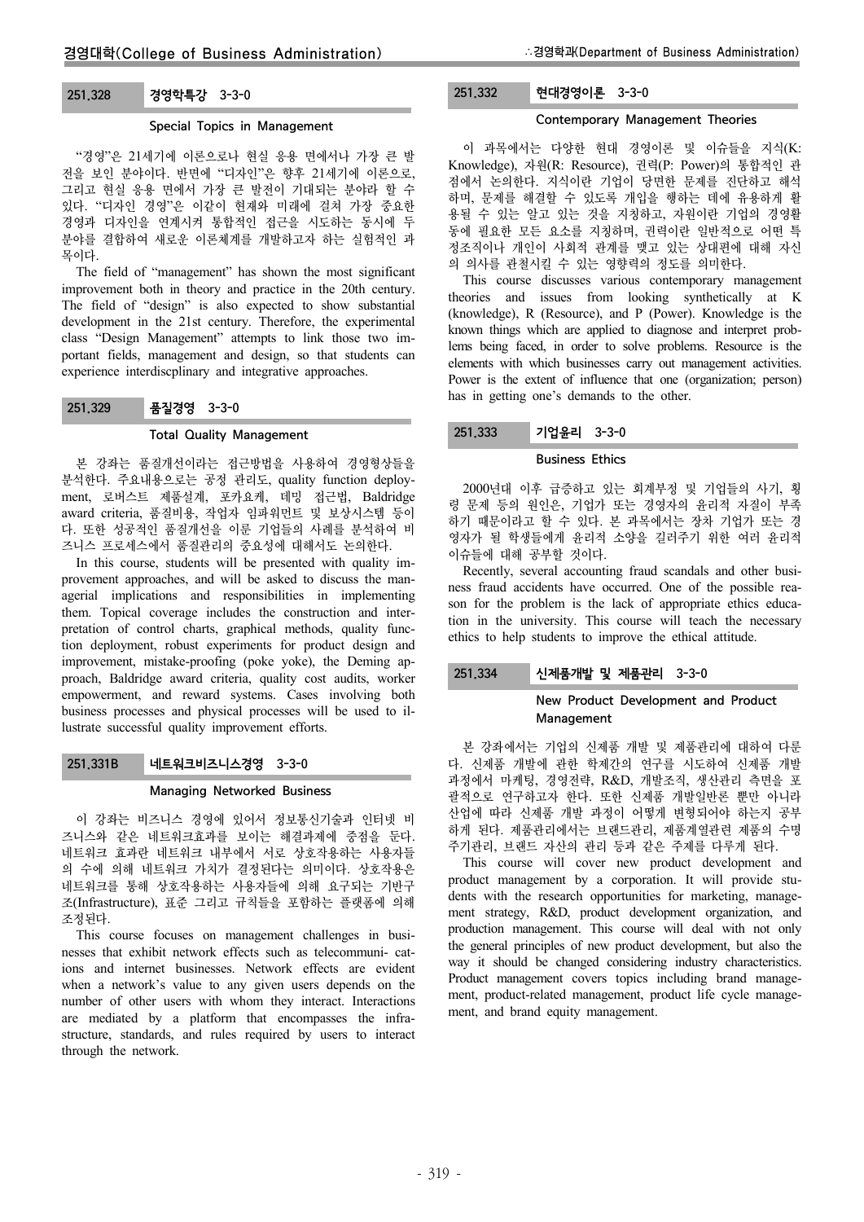## 251.328 경영학특강 3-3-0

### Special Topics in Management

"경영"은 21세기에 이론으로나 현실 응용 면에서나 가장 큰 발전을 보인 분야이다. 반면에 "디자인"은 향후 21세기에 이론으로, 그리고 현실 응용 면에서 가장 큰 발전이 기대되는 분야라 할 수 있다. "디자인 경영"은 이같이 현재와 미래에 걸쳐 가장 중요한 경영과 디자인을 연계시켜 통합적인 접근을 시도하는 동시에 두 분야를 결합하여 새로운 이론체계를 개발하고자 하는 실험적인 과목이다.

The field of "management" has shown the most significant improvement both in theory and practice in the 20th century. The field of "design" is also expected to show substantial development in the 21st century. Therefore, the experimental class "Design Management" attempts to link those two important fields, management and design, so that students can experience interdiscplinary and integrative approaches.

## 251.329 품질경영 3-3-0

### Total Quality Management

본 강좌는 품질개선이라는 접근방법을 사용하여 경영형상들을 분석한다. 주요내용으로는 공정 관리도, quality function deployment, 로버스트 제품설계, 포카요케, 데밍 접근법, Baldridge award criteria, 품질비용, 작업자 임파워먼트 및 보상시스템 등이다. 또한 성공적인 품질개선을 이룬 기업들의 사례를 분석하여 비즈니스 프로세스에서 품질관리의 중요성에 대해서도 논의한다.

In this course, students will be presented with quality improvement approaches, and will be asked to discuss the managerial implications and responsibilities in implementing them. Topical coverage includes the construction and interpretation of control charts, graphical methods, quality function deployment, robust experiments for product design and improvement, mistake-proofing (poke yoke), the Deming approach, Baldridge award criteria, quality cost audits, worker empowerment, and reward systems. Cases involving both business processes and physical processes will be used to illustrate successful quality improvement efforts.

## 251.331B 네트워크비즈니스경영 3-3-0

### Managing Networked Business

이 강좌는 비즈니스 경영에 있어서 정보통신기술과 인터넷 비즈니스와 같은 네트워크효과를 보이는 해결과제에 중점을 둔다. 네트워크 효과란 네트워크 내부에서 서로 상호작용하는 사용자들의 수에 의해 네트워크 가치가 결정된다는 의미이다. 상호작용은 네트워크를 통해 상호작용하는 사용자들에 의해 요구되는 기반구조(Infrastructure), 표준 그리고 규칙들을 포함하는 플랫폼에 의해 조정된다.

This course focuses on management challenges in businesses that exhibit network effects such as telecommuni- cations and internet businesses. Network effects are evident when a network's value to any given users depends on the number of other users with whom they interact. Interactions are mediated by a platform that encompasses the infrastructure, standards, and rules required by users to interact through the network.

## 251.332 현대경영이론 3-3-0

### Contemporary Management Theories

이 과목에서는 다양한 현대 경영이론 및 이슈들을 지식(K: Knowledge), 자원(R: Resource), 권력(P: Power)의 통합적인 관점에서 논의한다. 지식이란 기업이 당면한 문제를 진단하고 해석하며, 문제를 해결할 수 있도록 개입을 행하는 데에 유용하게 활용될 수 있는 알고 있는 것을 지칭하고, 자원이란 기업의 경영활동에 필요한 모든 요소를 지칭하며, 권력이란 일반적으로 어떤 특정조직이나 개인이 사회적 관계를 맺고 있는 상대편에 대해 자신의 의사를 관철시킬 수 있는 영향력의 정도를 의미한다.

This course discusses various contemporary management theories and issues from looking synthetically at K (knowledge), R (Resource), and P (Power). Knowledge is the known things which are applied to diagnose and interpret problems being faced, in order to solve problems. Resource is the elements with which businesses carry out management activities. Power is the extent of influence that one (organization; person) has in getting one's demands to the other.

## 251.333 기업윤리 3-3-0

### Business Ethics

2000년대 이후 급증하고 있는 회계부정 및 기업들의 사기, 횡령 문제 등의 원인은, 기업가 또는 경영자의 윤리적 자질이 부족하기 때문이라고 할 수 있다. 본 과목에서는 장차 기업가 또는 경영자가 될 학생들에게 윤리적 소양을 길러주기 위한 여러 윤리적 이슈들에 대해 공부할 것이다.

Recently, several accounting fraud scandals and other business fraud accidents have occurred. One of the possible reason for the problem is the lack of appropriate ethics education in the university. This course will teach the necessary ethics to help students to improve the ethical attitude.

## 251.334 신제품개발 및 제품관리 3-3-0

### New Product Development and Product Management

본 강좌에서는 기업의 신제품 개발 및 제품관리에 대하여 다룬다. 신제품 개발에 관한 학제간의 연구를 시도하여 신제품 개발 과정에서 마케팅, 경영전략, R&D, 개발조직, 생산관리 측면을 포괄적으로 연구하고자 한다. 또한 신제품 개발일반론 뿐만 아니라 산업에 따라 신제품 개발 과정이 어떻게 변형되어야 하는지 공부하게 된다. 제품관리에서는 브랜드관리, 제품계열관련 제품의 수명주기관리, 브랜드 자산의 관리 등과 같은 주제를 다루게 된다.

This course will cover new product development and product management by a corporation. It will provide students with the research opportunities for marketing, management strategy, R&D, product development organization, and production management. This course will deal with not only the general principles of new product development, but also the way it should be changed considering industry characteristics. Product management covers topics including brand management, product-related management, product life cycle management, and brand equity management.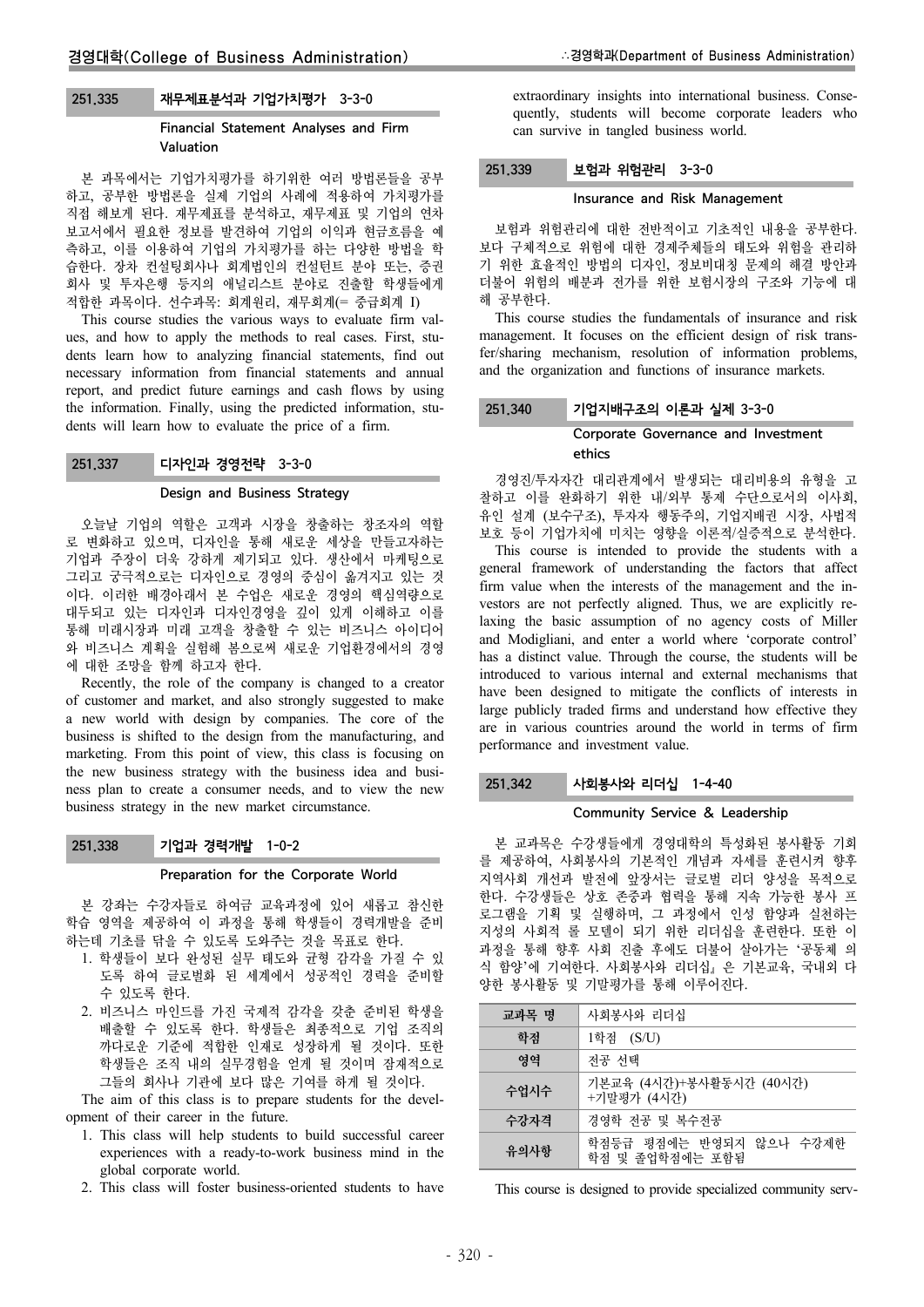### 251.335 재무제표분석과 기업가치평가 3-3-0

**Financial Statement Analyses and Firm Valuation**

본 과목에서는 기업가치평가를 하기위한 여러 방법론들을 공부하고, 공부한 방법론을 실제 기업의 사례에 적용하여 가치평가를 직접 해보게 된다. 재무제표를 분석하고, 재무제표 및 기업의 연차보고서에서 필요한 정보를 발견하여 기업의 이익과 현금흐름을 예측하고, 이를 이용하여 기업의 가치평가를 하는 다양한 방법을 학습한다. 장차 컨설팅회사나 회계법인의 컨설턴트 분야 또는, 증권회사 및 투자은행 등지의 애널리스트 분야로 진출할 학생들에게 적합한 과목이다. 선수과목: 회계원리, 재무회계(= 중급회계 I)

This course studies the various ways to evaluate firm values, and how to apply the methods to real cases. First, students learn how to analyzing financial statements, find out necessary information from financial statements and annual report, and predict future earnings and cash flows by using the information. Finally, using the predicted information, students will learn how to evaluate the price of a firm.

### 251.337 디자인과 경영전략 3-3-0

**Design and Business Strategy**

오늘날 기업의 역할은 고객과 시장을 창출하는 창조자의 역할로 변화하고 있으며, 디자인을 통해 새로운 세상을 만들고자하는 기업과 주장이 더욱 강하게 제기되고 있다. 생산에서 마케팅으로 그리고 궁극적으로는 디자인으로 경영의 중심이 옮겨지고 있는 것이다. 이러한 배경아래서 본 수업은 새로운 경영의 핵심역량으로 대두되고 있는 디자인과 디자인경영을 깊이 있게 이해하고 이를 통해 미래시장과 미래 고객을 창출할 수 있는 비즈니스 아이디어와 비즈니스 계획을 실험해 봄으로써 새로운 기업환경에서의 경영에 대한 조망을 함께 하고자 한다.

Recently, the role of the company is changed to a creator of customer and market, and also strongly suggested to make a new world with design by companies. The core of the business is shifted to the design from the manufacturing, and marketing. From this point of view, this class is focusing on the new business strategy with the business idea and business plan to create a consumer needs, and to view the new business strategy in the new market circumstance.

### 251.338 기업과 경력개발 1-0-2

**Preparation for the Corporate World**

본 강좌는 수강자들로 하여금 교육과정에 있어 새롭고 참신한 학습 영역을 제공하여 이 과정을 통해 학생들이 경력개발을 준비하는데 기초를 닦을 수 있도록 도와주는 것을 목표로 한다.

1. 학생들이 보다 완성된 실무 태도와 균형 감각을 가질 수 있도록 하여 글로벌화 된 세계에서 성공적인 경력을 준비할 수 있도록 한다.
2. 비즈니스 마인드를 가진 국제적 감각을 갖춘 준비된 학생을 배출할 수 있도록 한다. 학생들은 최종적으로 기업 조직의 까다로운 기준에 적합한 인재로 성장하게 될 것이다. 또한 학생들은 조직 내의 실무경험을 얻게 될 것이며 잠재적으로 그들의 회사나 기관에 보다 많은 기여를 하게 될 것이다.

The aim of this class is to prepare students for the development of their career in the future.

1. This class will help students to build successful career experiences with a ready-to-work business mind in the global corporate world.
2. This class will foster business-oriented students to have extraordinary insights into international business. Consequently, students will become corporate leaders who can survive in tangled business world.

### 251.339 보험과 위험관리 3-3-0

**Insurance and Risk Management**

보험과 위험관리에 대한 전반적이고 기초적인 내용을 공부한다. 보다 구체적으로 위험에 대한 경제주체들의 태도와 위험을 관리하기 위한 효율적인 방법의 디자인, 정보비대칭 문제의 해결 방안과 더불어 위험의 배분과 전가를 위한 보험시장의 구조와 기능에 대해 공부한다.

This course studies the fundamentals of insurance and risk management. It focuses on the efficient design of risk transfer/sharing mechanism, resolution of information problems, and the organization and functions of insurance markets.

### 251.340 기업지배구조의 이론과 실제 3-3-0

**Corporate Governance and Investment ethics**

경영진/투자자간 대리관계에서 발생되는 대리비용의 유형을 고찰하고 이를 완화하기 위한 내/외부 통제 수단으로서의 이사회, 유인 설계 (보수구조), 투자자 행동주의, 기업지배권 시장, 사법적 보호 등이 기업가치에 미치는 영향을 이론적/실증적으로 분석한다.

This course is intended to provide the students with a general framework of understanding the factors that affect firm value when the interests of the management and the investors are not perfectly aligned. Thus, we are explicitly relaxing the basic assumption of no agency costs of Miller and Modigliani, and enter a world where 'corporate control' has a distinct value. Through the course, the students will be introduced to various internal and external mechanisms that have been designed to mitigate the conflicts of interests in large publicly traded firms and understand how effective they are in various countries around the world in terms of firm performance and investment value.

### 251.342 사회봉사와 리더십 1-4-40

**Community Service & Leadership**

본 교과목은 수강생들에게 경영대학의 특성화된 봉사활동 기회를 제공하여, 사회봉사의 기본적인 개념과 자세를 훈련시켜 향후 지역사회 개선과 발전에 앞장서는 글로벌 리더 양성을 목적으로 한다. 수강생들은 상호 존중과 협력을 통해 지속 가능한 봉사 프로그램을 기획 및 실행하며, 그 과정에서 인성 함양과 실천하는 지성의 사회적 롤 모델이 되기 위한 리더십을 훈련한다. 또한 이 과정을 통해 향후 사회 진출 후에도 더불어 살아가는 '공동체 의식 함양'에 기여한다. 사회봉사와 리더십』은 기본교육, 국내외 다양한 봉사활동 및 기말평가를 통해 이루어진다.

| 교과목 명 | 사회봉사와 리더십 |
|---|---|
| 학점 | 1학점 (S/U) |
| 영역 | 전공 선택 |
| 수업시수 | 기본교육 (4시간)+봉사활동시간 (40시간) +기말평가 (4시간) |
| 수강자격 | 경영학 전공 및 복수전공 |
| 유의사항 | 학점등급 평점에는 반영되지 않으나 수강제한 학점 및 졸업학점에는 포함됨 |

This course is designed to provide specialized community serv-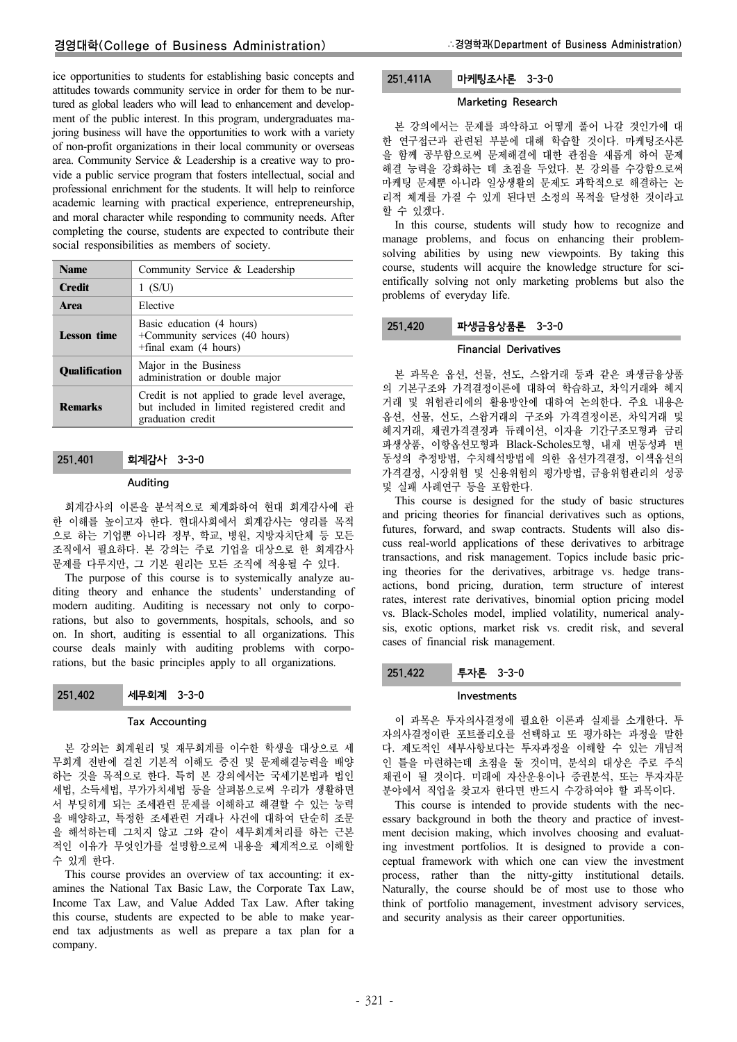ice opportunities to students for establishing basic concepts and attitudes towards community service in order for them to be nurtured as global leaders who will lead to enhancement and development of the public interest. In this program, undergraduates majoring business will have the opportunities to work with a variety of non-profit organizations in their local community or overseas area. Community Service & Leadership is a creative way to provide a public service program that fosters intellectual, social and professional enrichment for the students. It will help to reinforce academic learning with practical experience, entrepreneurship, and moral character while responding to community needs. After completing the course, students are expected to contribute their social responsibilities as members of society.

| **Name** | Community Service & Leadership |
|---|---|
| **Credit** | 1 (S/U) |
| **Area** | Elective |
| **Lesson time** | Basic education (4 hours)<br>+Community services (40 hours)<br>+final exam (4 hours) |
| **Qualification** | Major in the Business administration or double major |
| **Remarks** | Credit is not applied to grade level average, but included in limited registered credit and graduation credit |

### 251.401 회계감사 3-3-0

**Auditing**

회계감사의 이론을 분석적으로 체계화하여 현대 회계감사에 관한 이해를 높이고자 한다. 현대사회에서 회계감사는 영리를 목적으로 하는 기업뿐 아니라 정부, 학교, 병원, 지방자치단체 등 모든 조직에서 필요하다. 본 강의는 주로 기업을 대상으로 한 회계감사 문제를 다루지만, 그 기본 원리는 모든 조직에 적용될 수 있다.

The purpose of this course is to systemically analyze auditing theory and enhance the students' understanding of modern auditing. Auditing is necessary not only to corporations, but also to governments, hospitals, schools, and so on. In short, auditing is essential to all organizations. This course deals mainly with auditing problems with corporations, but the basic principles apply to all organizations.

### 251.402 세무회계 3-3-0

**Tax Accounting**

본 강의는 회계원리 및 재무회계를 이수한 학생을 대상으로 세무회계 전반에 걸친 기본적 이해도 증진 및 문제해결능력을 배양하는 것을 목적으로 한다. 특히 본 강의에서는 국세기본법과 법인세법, 소득세법, 부가가치세법 등을 살펴봄으로써 우리가 생활하면서 부딪히게 되는 조세관련 문제를 이해하고 해결할 수 있는 능력을 배양하고, 특정한 조세관련 거래나 사건에 대하여 단순히 조문을 해석하는데 그치지 않고 그와 같이 세무회계처리를 하는 근본적인 이유가 무엇인가를 설명함으로써 내용을 체계적으로 이해할 수 있게 한다.

This course provides an overview of tax accounting: it examines the National Tax Basic Law, the Corporate Tax Law, Income Tax Law, and Value Added Tax Law. After taking this course, students are expected to be able to make year-end tax adjustments as well as prepare a tax plan for a company.

### 251.411A 마케팅조사론 3-3-0

**Marketing Research**

본 강의에서는 문제를 파악하고 어떻게 풀어 나갈 것인가에 대한 연구접근과 관련된 부분에 대해 학습할 것이다. 마케팅조사론을 함께 공부함으로써 문제해결에 대한 관점을 새롭게 하여 문제해결 능력을 강화하는 데 초점을 두었다. 본 강의를 수강함으로써 마케팅 문제뿐 아니라 일상생활의 문제도 과학적으로 해결하는 논리적 체계를 가질 수 있게 된다면 소정의 목적을 달성한 것이라고 할 수 있겠다.

In this course, students will study how to recognize and manage problems, and focus on enhancing their problem-solving abilities by using new viewpoints. By taking this course, students will acquire the knowledge structure for scientifically solving not only marketing problems but also the problems of everyday life.

### 251.420 파생금융상품론 3-3-0

**Financial Derivatives**

본 과목은 옵션, 선물, 선도, 스왑거래 등과 같은 파생금융상품의 기본구조와 가격결정이론에 대하여 학습하고, 차익거래와 헤지거래 및 위험관리에의 활용방안에 대하여 논의한다. 주요 내용은 옵션, 선물, 선도, 스왑거래의 구조와 가격결정이론, 차익거래 및 헤지거래, 채권가격결정과 듀레이션, 이자율 기간구조모형과 금리파생상품, 이항옵션모형과 Black-Scholes모형, 내재 변동성과 변동성의 추정방법, 수치해석방법에 의한 옵션가격결정, 이색옵션의 가격결정, 시장위험 및 신용위험의 평가방법, 금융위험관리의 성공 및 실패 사례연구 등을 포함한다.

This course is designed for the study of basic structures and pricing theories for financial derivatives such as options, futures, forward, and swap contracts. Students will also discuss real-world applications of these derivatives to arbitrage transactions, and risk management. Topics include basic pricing theories for the derivatives, arbitrage vs. hedge transactions, bond pricing, duration, term structure of interest rates, interest rate derivatives, binomial option pricing model vs. Black-Scholes model, implied volatility, numerical analysis, exotic options, market risk vs. credit risk, and several cases of financial risk management.

### 251.422 투자론 3-3-0

**Investments**

이 과목은 투자의사결정에 필요한 이론과 실제를 소개한다. 투자의사결정이란 포트폴리오를 선택하고 또 평가하는 과정을 말한다. 제도적인 세부사항보다는 투자과정을 이해할 수 있는 개념적인 틀을 마련하는데 초점을 둘 것이며, 분석의 대상은 주로 주식 채권이 될 것이다. 미래에 자산운용이나 증권분석, 또는 투자자문 분야에서 직업을 찾고자 한다면 반드시 수강하여야 할 과목이다.

This course is intended to provide students with the necessary background in both the theory and practice of investment decision making, which involves choosing and evaluating investment portfolios. It is designed to provide a conceptual framework with which one can view the investment process, rather than the nitty-gitty institutional details. Naturally, the course should be of most use to those who think of portfolio management, investment advisory services, and security analysis as their career opportunities.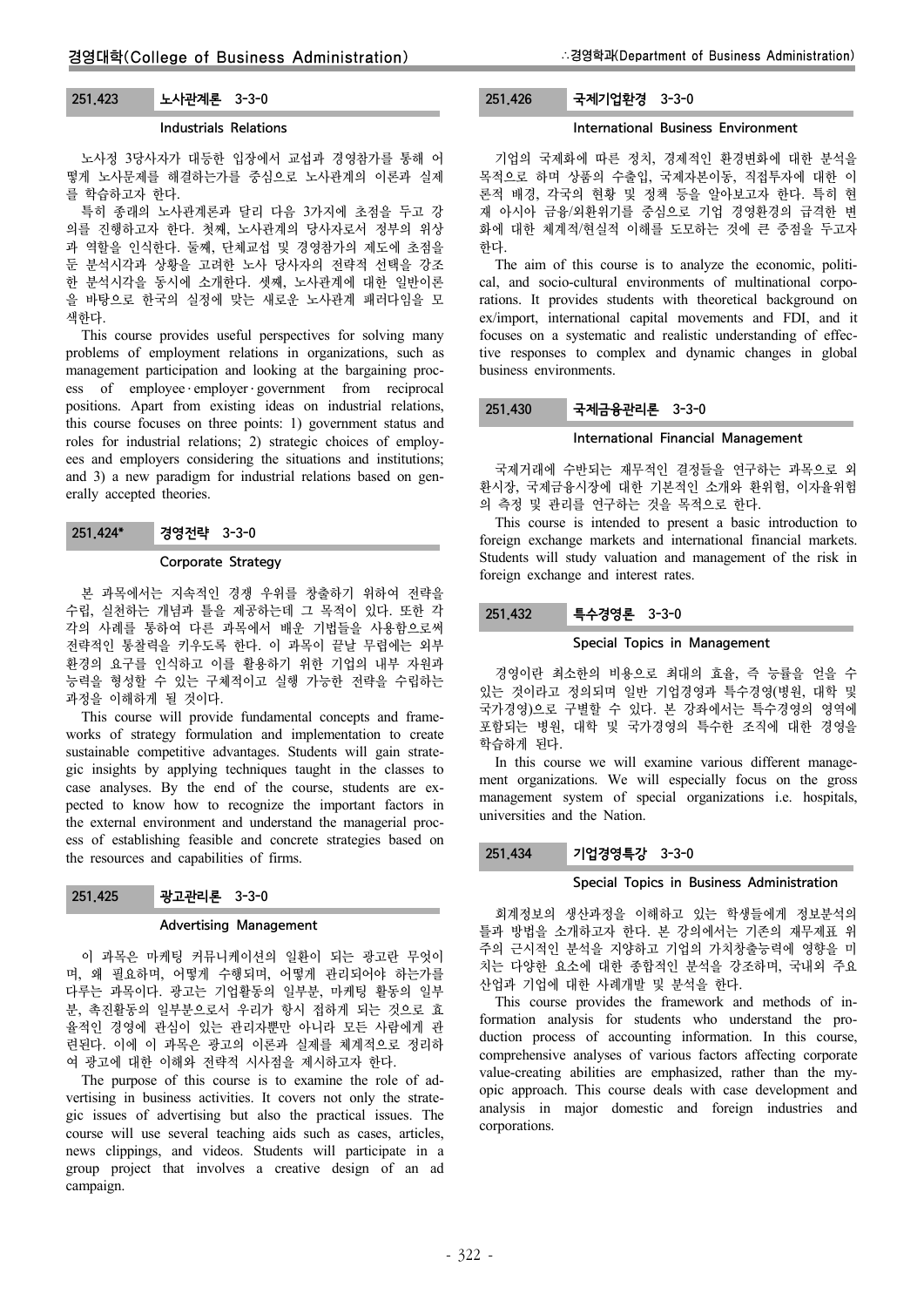### 251.423 노사관계론 3-3-0

#### Industrials Relations

노사정 3당사자가 대등한 입장에서 교섭과 경영참가를 통해 어떻게 노사문제를 해결하는가를 중심으로 노사관계의 이론과 실제를 학습하고자 한다.

특히 종래의 노사관계론과 달리 다음 3가지에 초점을 두고 강의를 진행하고자 한다. 첫째, 노사관계의 당사자로서 정부의 위상과 역할을 인식한다. 둘째, 단체교섭 및 경영참가의 제도에 초점을 둔 분석시각과 상황을 고려한 노사 당사자의 전략적 선택을 강조한 분석시각을 동시에 소개한다. 셋째, 노사관계에 대한 일반이론을 바탕으로 한국의 실정에 맞는 새로운 노사관계 패러다임을 모색한다.

This course provides useful perspectives for solving many problems of employment relations in organizations, such as management participation and looking at the bargaining process of employee·employer·government from reciprocal positions. Apart from existing ideas on industrial relations, this course focuses on three points: 1) government status and roles for industrial relations; 2) strategic choices of employees and employers considering the situations and institutions; and 3) a new paradigm for industrial relations based on generally accepted theories.

### 251.424* 경영전략 3-3-0

#### Corporate Strategy

본 과목에서는 지속적인 경쟁 우위를 창출하기 위하여 전략을 수립, 실천하는 개념과 틀을 제공하는데 그 목적이 있다. 또한 각각의 사례를 통하여 다른 과목에서 배운 기법들을 사용함으로써 전략적인 통찰력을 키우도록 한다. 이 과목이 끝날 무렵에는 외부 환경의 요구를 인식하고 이를 활용하기 위한 기업의 내부 자원과 능력을 형성할 수 있는 구체적이고 실행 가능한 전략을 수립하는 과정을 이해하게 될 것이다.

This course will provide fundamental concepts and frameworks of strategy formulation and implementation to create sustainable competitive advantages. Students will gain strategic insights by applying techniques taught in the classes to case analyses. By the end of the course, students are expected to know how to recognize the important factors in the external environment and understand the managerial process of establishing feasible and concrete strategies based on the resources and capabilities of firms.

### 251.425 광고관리론 3-3-0

#### Advertising Management

이 과목은 마케팅 커뮤니케이션의 일환이 되는 광고란 무엇이며, 왜 필요하며, 어떻게 수행되며, 어떻게 관리되어야 하는가를 다루는 과목이다. 광고는 기업활동의 일부분, 마케팅 활동의 일부분, 촉진활동의 일부분으로서 우리가 항시 접하게 되는 것으로 효율적인 경영에 관심이 있는 관리자뿐만 아니라 모든 사람에게 관련된다. 이에 이 과목은 광고의 이론과 실제를 체계적으로 정리하여 광고에 대한 이해와 전략적 시사점을 제시하고자 한다.

The purpose of this course is to examine the role of advertising in business activities. It covers not only the strategic issues of advertising but also the practical issues. The course will use several teaching aids such as cases, articles, news clippings, and videos. Students will participate in a group project that involves a creative design of an ad campaign.

### 251.426 국제기업환경 3-3-0

#### International Business Environment

기업의 국제화에 따른 정치, 경제적인 환경변화에 대한 분석을 목적으로 하며 상품의 수출입, 국제자본이동, 직접투자에 대한 이론적 배경, 각국의 현황 및 정책 등을 알아보고자 한다. 특히 현재 아시아 금융/외환위기를 중심으로 기업 경영환경의 급격한 변화에 대한 체계적/현실적 이해를 도모하는 것에 큰 중점을 두고자 한다.

The aim of this course is to analyze the economic, political, and socio-cultural environments of multinational corporations. It provides students with theoretical background on ex/import, international capital movements and FDI, and it focuses on a systematic and realistic understanding of effective responses to complex and dynamic changes in global business environments.

### 251.430 국제금융관리론 3-3-0

#### International Financial Management

국제거래에 수반되는 재무적인 결정들을 연구하는 과목으로 외환시장, 국제금융시장에 대한 기본적인 소개와 환위험, 이자율위험의 측정 및 관리를 연구하는 것을 목적으로 한다.

This course is intended to present a basic introduction to foreign exchange markets and international financial markets. Students will study valuation and management of the risk in foreign exchange and interest rates.

### 251.432 특수경영론 3-3-0

#### Special Topics in Management

경영이란 최소한의 비용으로 최대의 효율, 즉 능률을 얻을 수 있는 것이라고 정의되며 일반 기업경영과 특수경영(병원, 대학 및 국가경영)으로 구별할 수 있다. 본 강좌에서는 특수경영의 영역에 포함되는 병원, 대학 및 국가경영의 특수한 조직에 대한 경영을 학습하게 된다.

In this course we will examine various different management organizations. We will especially focus on the gross management system of special organizations i.e. hospitals, universities and the Nation.

### 251.434 기업경영특강 3-3-0

#### Special Topics in Business Administration

회계정보의 생산과정을 이해하고 있는 학생들에게 정보분석의 틀과 방법을 소개하고자 한다. 본 강의에서는 기존의 재무제표 위주의 근시적인 분석을 지양하고 기업의 가치창출능력에 영향을 미치는 다양한 요소에 대한 종합적인 분석을 강조하며, 국내외 주요 산업과 기업에 대한 사례개발 및 분석을 한다.

This course provides the framework and methods of information analysis for students who understand the production process of accounting information. In this course, comprehensive analyses of various factors affecting corporate value-creating abilities are emphasized, rather than the myopic approach. This course deals with case development and analysis in major domestic and foreign industries and corporations.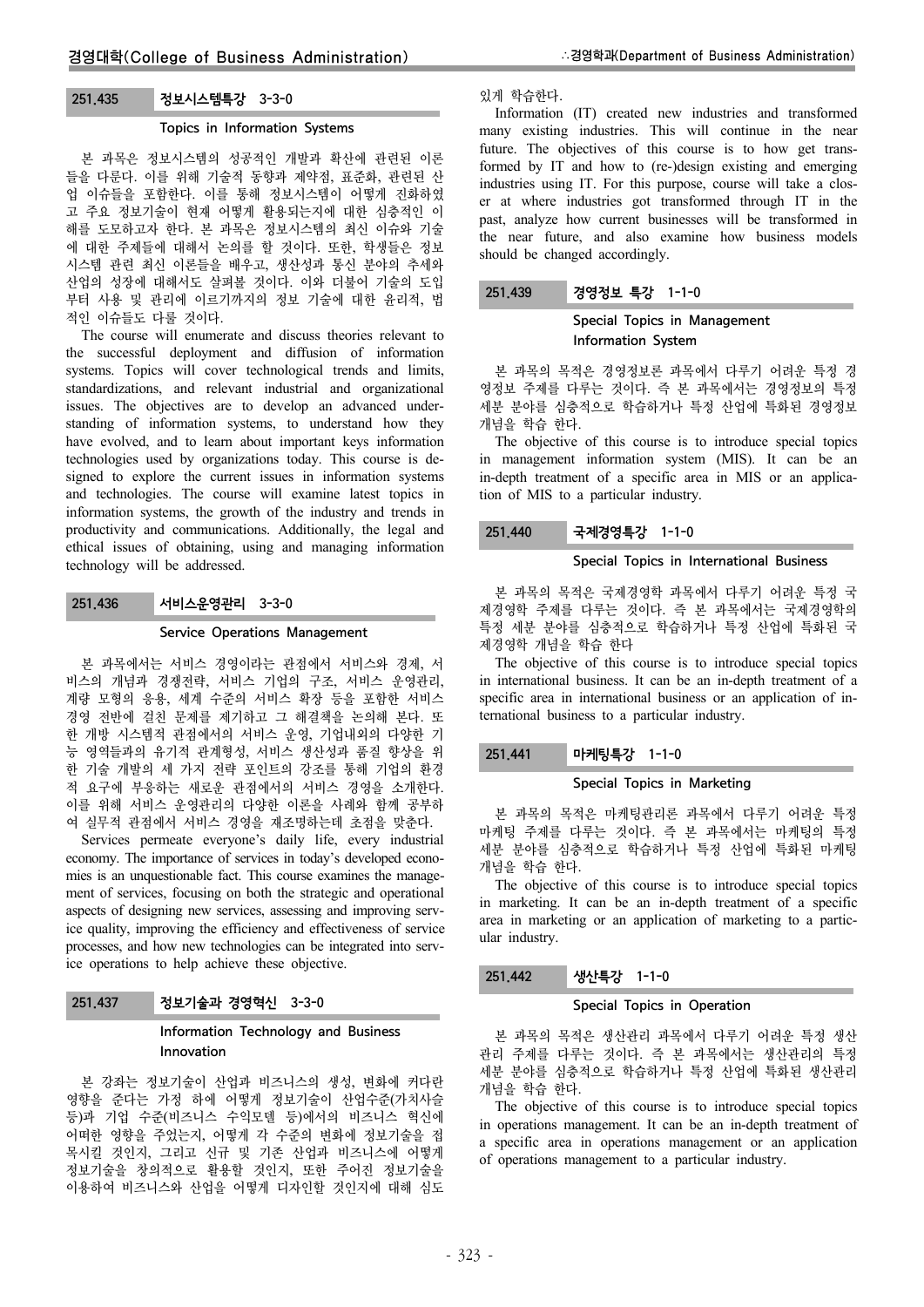## 251.435 정보시스템특강 3-3-0

### Topics in Information Systems

본 과목은 정보시스템의 성공적인 개발과 확산에 관련된 이론들을 다룬다. 이를 위해 기술적 동향과 제약점, 표준화, 관련된 산업 이슈들을 포함한다. 이를 통해 정보시스템이 어떻게 진화하였고 주요 정보기술이 현재 어떻게 활용되는지에 대한 심층적인 이해를 도모하고자 한다. 본 과목은 정보시스템의 최신 이슈와 기술에 대한 주제들에 대해서 논의를 할 것이다. 또한, 학생들은 정보시스템 관련 최신 이론들을 배우고, 생산성과 통신 분야의 추세와 산업의 성장에 대해서도 살펴볼 것이다. 이와 더불어 기술의 도입부터 사용 및 관리에 이르기까지의 정보 기술에 대한 윤리적, 법적인 이슈들도 다룰 것이다.

The course will enumerate and discuss theories relevant to the successful deployment and diffusion of information systems. Topics will cover technological trends and limits, standardizations, and relevant industrial and organizational issues. The objectives are to develop an advanced understanding of information systems, to understand how they have evolved, and to learn about important keys information technologies used by organizations today. This course is designed to explore the current issues in information systems and technologies. The course will examine latest topics in information systems, the growth of the industry and trends in productivity and communications. Additionally, the legal and ethical issues of obtaining, using and managing information technology will be addressed.

## 251.436 서비스운영관리 3-3-0

### Service Operations Management

본 과목에서는 서비스 경영이라는 관점에서 서비스와 경제, 서비스의 개념과 경쟁전략, 서비스 기업의 구조, 서비스 운영관리, 계량 모형의 응용, 세계 수준의 서비스 확장 등을 포함한 서비스 경영 전반에 걸친 문제를 제기하고 그 해결책을 논의해 본다. 또한 개방 시스템적 관점에서의 서비스 운영, 기업내외의 다양한 기능 영역들과의 유기적 관계형성, 서비스 생산성과 품질 향상을 위한 기술 개발의 세 가지 전략 포인트의 강조를 통해 기업의 환경적 요구에 부응하는 새로운 관점에서의 서비스 경영을 소개한다. 이를 위해 서비스 운영관리의 다양한 이론을 사례와 함께 공부하여 실무적 관점에서 서비스 경영을 재조명하는데 초점을 맞춘다.

Services permeate everyone's daily life, every industrial economy. The importance of services in today's developed economies is an unquestionable fact. This course examines the management of services, focusing on both the strategic and operational aspects of designing new services, assessing and improving service quality, improving the efficiency and effectiveness of service processes, and how new technologies can be integrated into service operations to help achieve these objective.

## 251.437 정보기술과 경영혁신 3-3-0

### Information Technology and Business Innovation

본 강좌는 정보기술이 산업과 비즈니스의 생성, 변화에 커다란 영향을 준다는 가정 하에 어떻게 정보기술이 산업수준(가치사슬 등)과 기업 수준(비즈니스 수익모델 등)에서의 비즈니스 혁신에 어떠한 영향을 주었는지, 어떻게 각 수준의 변화에 정보기술을 접목시킬 것인지, 그리고 신규 및 기존 산업과 비즈니스에 어떻게 정보기술을 창의적으로 활용할 것인지, 또한 주어진 정보기술을 이용하여 비즈니스와 산업을 어떻게 디자인할 것인지에 대해 심도 있게 학습한다.

Information (IT) created new industries and transformed many existing industries. This will continue in the near future. The objectives of this course is to how get transformed by IT and how to (re-)design existing and emerging industries using IT. For this purpose, course will take a closer at where industries got transformed through IT in the past, analyze how current businesses will be transformed in the near future, and also examine how business models should be changed accordingly.

## 251.439 경영정보 특강 1-1-0

### Special Topics in Management Information System

본 과목의 목적은 경영정보론 과목에서 다루기 어려운 특정 경영정보 주제를 다루는 것이다. 즉 본 과목에서는 경영정보의 특정 세분 분야를 심층적으로 학습하거나 특정 산업에 특화된 경영정보 개념을 학습 한다.

The objective of this course is to introduce special topics in management information system (MIS). It can be an in-depth treatment of a specific area in MIS or an application of MIS to a particular industry.

## 251.440 국제경영특강 1-1-0

### Special Topics in International Business

본 과목의 목적은 국제경영학 과목에서 다루기 어려운 특정 국제경영학 주제를 다루는 것이다. 즉 본 과목에서는 국제경영학의 특정 세분 분야를 심층적으로 학습하거나 특정 산업에 특화된 국제경영학 개념을 학습 한다

The objective of this course is to introduce special topics in international business. It can be an in-depth treatment of a specific area in international business or an application of international business to a particular industry.

## 251.441 마케팅특강 1-1-0

### Special Topics in Marketing

본 과목의 목적은 마케팅관리론 과목에서 다루기 어려운 특정 마케팅 주제를 다루는 것이다. 즉 본 과목에서는 마케팅의 특정 세분 분야를 심층적으로 학습하거나 특정 산업에 특화된 마케팅 개념을 학습 한다.

The objective of this course is to introduce special topics in marketing. It can be an in-depth treatment of a specific area in marketing or an application of marketing to a particular industry.

## 251.442 생산특강 1-1-0

### Special Topics in Operation

본 과목의 목적은 생산관리 과목에서 다루기 어려운 특정 생산관리 주제를 다루는 것이다. 즉 본 과목에서는 생산관리의 특정 세분 분야를 심층적으로 학습하거나 특정 산업에 특화된 생산관리 개념을 학습 한다.

The objective of this course is to introduce special topics in operations management. It can be an in-depth treatment of a specific area in operations management or an application of operations management to a particular industry.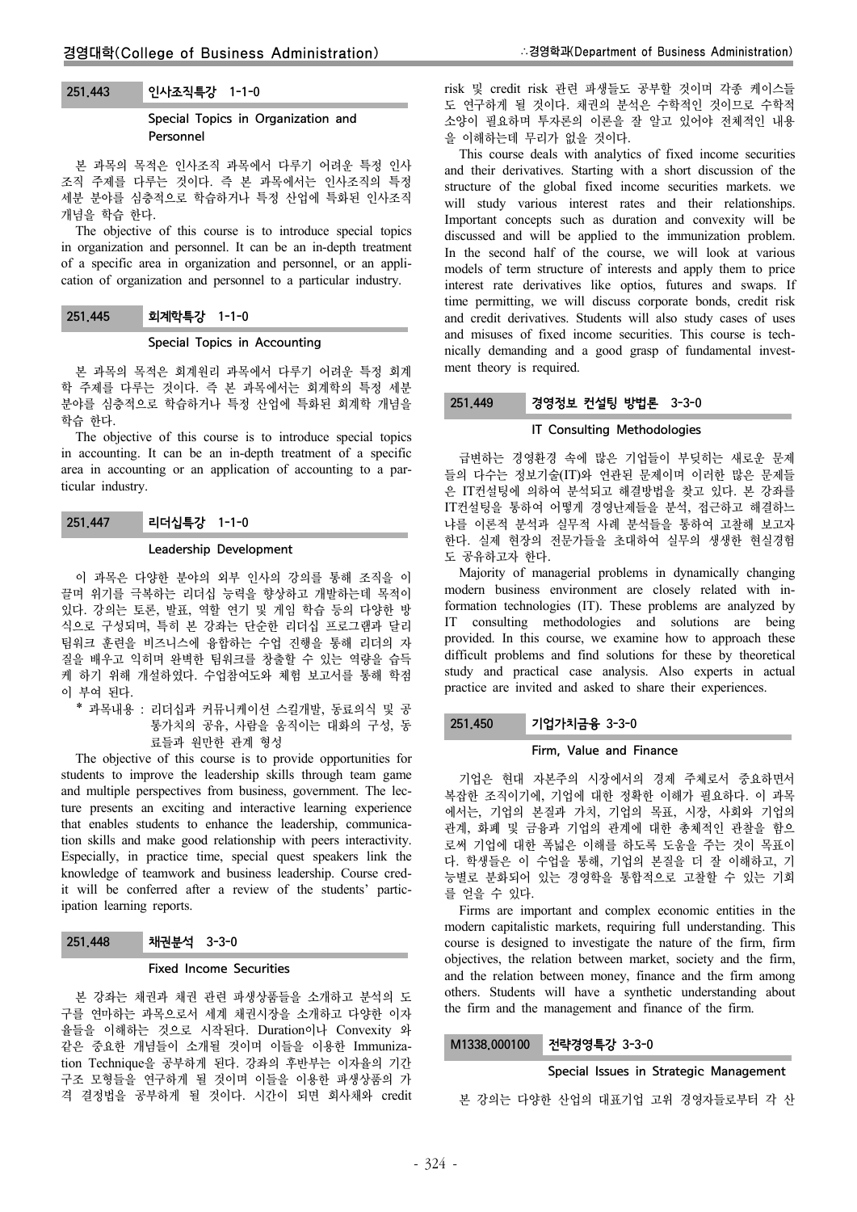### 251.443 인사조직특강 1-1-0

**Special Topics in Organization and Personnel**

본 과목의 목적은 인사조직 과목에서 다루기 어려운 특정 인사조직 주제를 다루는 것이다. 즉 본 과목에서는 인사조직의 특정 세분 분야를 심층적으로 학습하거나 특정 산업에 특화된 인사조직 개념을 학습 한다.

The objective of this course is to introduce special topics in organization and personnel. It can be an in-depth treatment of a specific area in organization and personnel, or an application of organization and personnel to a particular industry.

### 251.445 회계학특강 1-1-0

**Special Topics in Accounting**

본 과목의 목적은 회계원리 과목에서 다루기 어려운 특정 회계학 주제를 다루는 것이다. 즉 본 과목에서는 회계학의 특정 세분 분야를 심층적으로 학습하거나 특정 산업에 특화된 회계학 개념을 학습 한다.

The objective of this course is to introduce special topics in accounting. It can be an in-depth treatment of a specific area in accounting or an application of accounting to a particular industry.

### 251.447 리더십특강 1-1-0

**Leadership Development**

이 과목은 다양한 분야의 외부 인사의 강의를 통해 조직을 이끌며 위기를 극복하는 리더십 능력을 향상하고 개발하는데 목적이 있다. 강의는 토론, 발표, 역할 연기 및 게임 학습 등의 다양한 방식으로 구성되며, 특히 본 강좌는 단순한 리더십 프로그램과 달리 팀워크 훈련을 비즈니스에 융합하는 수업 진행을 통해 리더의 자질을 배우고 익히며 완벽한 팀워크를 창출할 수 있는 역량을 습득케 하기 위해 개설하였다. 수업참여도와 체험 보고서를 통해 학점이 부여 된다.

* 과목내용 : 리더십과 커뮤니케이션 스킬개발, 동료의식 및 공통가치의 공유, 사람을 움직이는 대화의 구성, 동료들과 원만한 관계 형성

The objective of this course is to provide opportunities for students to improve the leadership skills through team game and multiple perspectives from business, government. The lecture presents an exciting and interactive learning experience that enables students to enhance the leadership, communication skills and make good relationship with peers interactivity. Especially, in practice time, special quest speakers link the knowledge of teamwork and business leadership. Course credit will be conferred after a review of the students' participation learning reports.

### 251.448 채권분석 3-3-0

**Fixed Income Securities**

본 강좌는 채권과 채권 관련 파생상품들을 소개하고 분석의 도구를 연마하는 과목으로서 세계 채권시장을 소개하고 다양한 이자율들을 이해하는 것으로 시작된다. Duration이나 Convexity 와 같은 중요한 개념들이 소개될 것이며 이들을 이용한 Immunization Technique을 공부하게 된다. 강좌의 후반부는 이자율의 기간구조 모형들을 연구하게 될 것이며 이들을 이용한 파생상품의 가격 결정법을 공부하게 될 것이다. 시간이 되면 회사채와 credit risk 및 credit risk 관련 파생들도 공부할 것이며 각종 케이스들도 연구하게 될 것이다. 채권의 분석은 수학적인 것이므로 수학적 소양이 필요하며 투자론의 이론을 잘 알고 있어야 전체적인 내용을 이해하는데 무리가 없을 것이다.

This course deals with analytics of fixed income securities and their derivatives. Starting with a short discussion of the structure of the global fixed income securities markets. we will study various interest rates and their relationships. Important concepts such as duration and convexity will be discussed and will be applied to the immunization problem. In the second half of the course, we will look at various models of term structure of interests and apply them to price interest rate derivatives like optios, futures and swaps. If time permitting, we will discuss corporate bonds, credit risk and credit derivatives. Students will also study cases of uses and misuses of fixed income securities. This course is technically demanding and a good grasp of fundamental investment theory is required.

### 251.449 경영정보 컨설팅 방법론 3-3-0

**IT Consulting Methodologies**

급변하는 경영환경 속에 많은 기업들이 부딪히는 새로운 문제들의 다수는 정보기술(IT)와 연관된 문제이며 이러한 많은 문제들은 IT컨설팅에 의하여 분석되고 해결방법을 찾고 있다. 본 강좌를 IT컨설팅을 통하여 어떻게 경영난제들을 분석, 접근하고 해결하느냐를 이론적 분석과 실무적 사례 분석들을 통하여 고찰해 보고자 한다. 실제 현장의 전문가들을 초대하여 실무의 생생한 현실경험도 공유하고자 한다.

Majority of managerial problems in dynamically changing modern business environment are closely related with information technologies (IT). These problems are analyzed by IT consulting methodologies and solutions are being provided. In this course, we examine how to approach these difficult problems and find solutions for these by theoretical study and practical case analysis. Also experts in actual practice are invited and asked to share their experiences.

### 251.450 기업가치금융 3-3-0

**Firm, Value and Finance**

기업은 현대 자본주의 시장에서의 경제 주체로서 중요하면서 복잡한 조직이기에, 기업에 대한 정확한 이해가 필요하다. 이 과목에서는, 기업의 본질과 가치, 기업의 목표, 시장, 사회와 기업의 관계, 화폐 및 금융과 기업의 관계에 대한 총체적인 관찰을 함으로써 기업에 대한 폭넓은 이해를 하도록 도움을 주는 것이 목표이다. 학생들은 이 수업을 통해, 기업의 본질을 더 잘 이해하고, 기능별로 분화되어 있는 경영학을 통합적으로 고찰할 수 있는 기회를 얻을 수 있다.

Firms are important and complex economic entities in the modern capitalistic markets, requiring full understanding. This course is designed to investigate the nature of the firm, firm objectives, the relation between market, society and the firm, and the relation between money, finance and the firm among others. Students will have a synthetic understanding about the firm and the management and finance of the firm.

### M1338.000100 전략경영특강 3-3-0

**Special Issues in Strategic Management**

본 강의는 다양한 산업의 대표기업 고위 경영자들로부터 각 산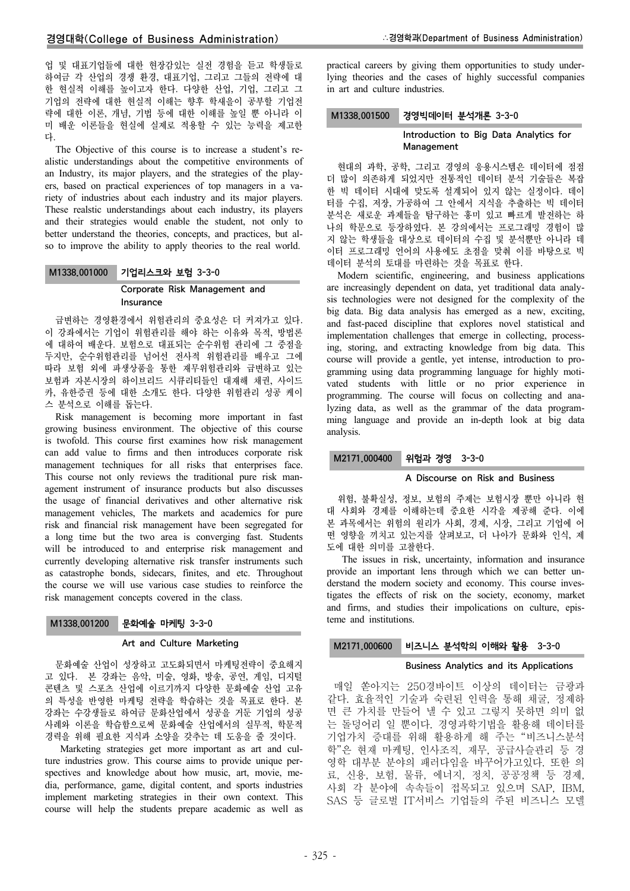업 및 대표기업들에 대한 현장감있는 실전 경험을 듣고 학생들로 하여금 각 산업의 경쟁 환경, 대표기업, 그리고 그들의 전략에 대한 현실적 이해를 높이고자 한다. 다양한 산업, 기업, 그리고 그 기업의 전략에 대한 현실적 이해는 향후 학새을이 공부할 기업전략에 대한 이론, 개념, 기법 등에 대한 이해를 높일 뿐 아니라 이미 배운 이론들을 현실에 실제로 적용할 수 있는 능력을 제고한다.

The Objective of this course is to increase a student's realistic understandings about the competitive environments of an Industry, its major players, and the strategies of the players, based on practical experiences of top managers in a variety of industries about each industry and its major players. These realstic understandings about each industry, its players and their strategies would enable the student, not only to better understand the theories, concepts, and practices, but also to improve the ability to apply theories to the real world.

### M1338.001000 기업리스크와 보험 3-3-0

**Corporate Risk Management and Insurance**

급변하는 경영환경에서 위험관리의 중요성은 더 커져가고 있다. 이 강좌에서는 기업이 위험관리를 해야 하는 이유와 목적, 방법론에 대하여 배운다. 보험으로 대표되는 순수위험 관리에 그 중점을 두지만, 순수위험관리를 넘어선 전사적 위험관리를 배우고 그에 따라 보험 외에 파생상품을 통한 재무위험관리와 급변하고 있는 보험과 자본시장의 하이브리드 시큐리티들인 대재해 채권, 사이드카, 유한증권 등에 대한 소개도 한다. 다양한 위험관리 성공 케이스 분석으로 이해를 돕는다.

Risk management is becoming more important in fast growing business environment. The objective of this course is twofold. This course first examines how risk management can add value to firms and then introduces corporate risk management techniques for all risks that enterprises face. This course not only reviews the traditional pure risk management instrument of insurance products but also discusses the usage of financial derivatives and other alternative risk management vehicles, The markets and academics for pure risk and financial risk management have been segregated for a long time but the two area is converging fast. Students will be introduced to and enterprise risk management and currently developing alternative risk transfer instruments such as catastrophe bonds, sidecars, finites, and etc. Throughout the course we will use various case studies to reinforce the risk management concepts covered in the class.

### M1338.001200 문화예술 마케팅 3-3-0

**Art and Culture Marketing**

문화예술 산업이 성장하고 고도화되면서 마케팅전략이 중요해지고 있다. 본 강좌는 음악, 미술, 영화, 방송, 공연, 게임, 디지털 콘텐츠 및 스포츠 산업에 이르기까지 다양한 문화예술 산업 고유의 특성을 반영한 마케팅 전략을 학습하는 것을 목표로 한다. 본 강좌는 수강생들로 하여금 문화산업에서 성공을 거둔 기업의 성공사례와 이론을 학습함으로써 문화예술 산업에서의 실무적, 학문적 경력을 위해 필요한 지식과 소양을 갖추는 데 도움을 줄 것이다.

Marketing strategies get more important as art and culture industries grow. This course aims to provide unique perspectives and knowledge about how music, art, movie, media, performance, game, digital content, and sports industries implement marketing strategies in their own context. This course will help the students prepare academic as well as practical careers by giving them opportunities to study underlying theories and the cases of highly successful companies in art and culture industries.

### M1338.001500 경영빅데이터 분석개론 3-3-0

**Introduction to Big Data Analytics for Management**

현대의 과학, 공학, 그리고 경영의 응용시스템은 데이터에 점점 더 많이 의존하게 되었지만 전통적인 데이터 분석 기술들은 복잡한 빅 데이터 시대에 맞도록 설계되어 있지 않는 실정이다. 데이터를 수집, 저장, 가공하여 그 안에서 지식을 추출하는 빅 데이터 분석은 새로운 과제들을 탐구하는 흥미 있고 빠르게 발전하는 하나의 학문으로 등장하였다. 본 강의에서는 프로그래밍 경험이 많지 않는 학생들을 대상으로 데이터의 수집 및 분석뿐만 아니라 데이터 프로그래밍 언어의 사용에도 초점을 맞춰 이를 바탕으로 빅데이터 분석의 토대를 마련하는 것을 목표로 한다.

Modern scientific, engineering, and business applications are increasingly dependent on data, yet traditional data analysis technologies were not designed for the complexity of the big data. Big data analysis has emerged as a new, exciting, and fast-paced discipline that explores novel statistical and implementation challenges that emerge in collecting, processing, storing, and extracting knowledge from big data. This course will provide a gentle, yet intense, introduction to programming using data programming language for highly motivated students with little or no prior experience in programming. The course will focus on collecting and analyzing data, as well as the grammar of the data programming language and provide an in-depth look at big data analysis.

### M2171.000400 위험과 경영 3-3-0

**A Discourse on Risk and Business**

위험, 불확실성, 정보, 보험의 주제는 보험시장 뿐만 아니라 현대 사회와 경제를 이해하는데 중요한 시각을 제공해 준다. 이에 본 과목에서는 위험의 원리가 사회, 경제, 시장, 그리고 기업에 어떤 영향을 끼치고 있는지를 살펴보고, 더 나아가 문화와 인식, 제도에 대한 의미를 고찰한다.

The issues in risk, uncertainty, information and insurance provide an important lens through which we can better understand the modern society and economy. This course investigates the effects of risk on the society, economy, market and firms, and studies their impolications on culture, episteme and institutions.

### M2171.000600 비즈니스 분석학의 이해와 활용 3-3-0

**Business Analytics and its Applications**

매일 쏟아지는 250경바이트 이상의 데이터는 금광과 같다. 효율적인 기술과 숙련된 인력을 통해 채굴, 정제하면 큰 가치를 만들어 낼 수 있고 그렇지 못하면 의미 없는 돌덩어리 일 뿐이다. 경영과학기법을 활용해 데이터를 기업가치 증대를 위해 활용하게 해 주는 "비즈니스분석학"은 현재 마케팅, 인사조직, 재무, 공급사슬관리 등 경영학 대부분 분야의 패러다임을 바꾸어가고있다. 또한 의료, 신용, 보험, 물류, 에너지, 정치, 공공정책 등 경제, 사회 각 분야에 속속들이 접목되고 있으며 SAP, IBM, SAS 등 글로벌 IT서비스 기업들의 주된 비즈니스 모델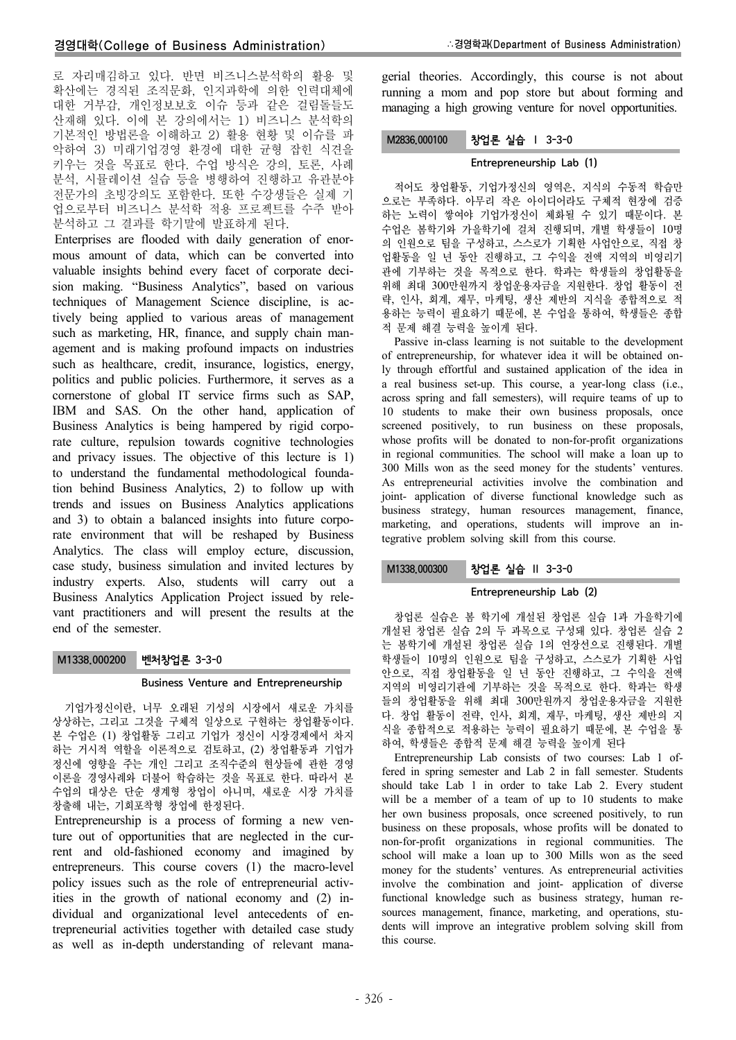로 자리매김하고 있다. 반면 비즈니스분석학의 활용 및 확산에는 경직된 조직문화, 인지과학에 의한 인력대체에 대한 거부감, 개인정보보호 이슈 등과 같은 걸림돌들도 산재해 있다. 이에 본 강의에서는 1) 비즈니스 분석학의 기본적인 방법론을 이해하고 2) 활용 현황 및 이슈를 파악하여 3) 미래기업경영 환경에 대한 균형 잡힌 식견을 키우는 것을 목표로 한다. 수업 방식은 강의, 토론, 사례분석, 시뮬레이션 실습 등을 병행하여 진행하고 유관분야 전문가의 초빙강의도 포함한다. 또한 수강생들은 실제 기업으로부터 비즈니스 분석학 적용 프로젝트를 수주 받아 분석하고 그 결과를 학기말에 발표하게 된다.

Enterprises are flooded with daily generation of enormous amount of data, which can be converted into valuable insights behind every facet of corporate decision making. "Business Analytics", based on various techniques of Management Science discipline, is actively being applied to various areas of management such as marketing, HR, finance, and supply chain management and is making profound impacts on industries such as healthcare, credit, insurance, logistics, energy, politics and public policies. Furthermore, it serves as a cornerstone of global IT service firms such as SAP, IBM and SAS. On the other hand, application of Business Analytics is being hampered by rigid corporate culture, repulsion towards cognitive technologies and privacy issues. The objective of this lecture is 1) to understand the fundamental methodological foundation behind Business Analytics, 2) to follow up with trends and issues on Business Analytics applications and 3) to obtain a balanced insights into future corporate environment that will be reshaped by Business Analytics. The class will employ ecture, discussion, case study, business simulation and invited lectures by industry experts. Also, students will carry out a Business Analytics Application Project issued by relevant practitioners and will present the results at the end of the semester.

### M1338.000200 벤처창업론 3-3-0

**Business Venture and Entrepreneurship**

기업가정신이란, 너무 오래된 기성의 시장에서 새로운 가치를 상상하는, 그리고 그것을 구체적 일상으로 구현하는 창업활동이다. 본 수업은 (1) 창업활동 그리고 기업가 정신이 시장경제에서 차지하는 거시적 역할을 이론적으로 검토하고, (2) 창업활동과 기업가 정신에 영향을 주는 개인 그리고 조직수준의 현상들에 관한 경영이론을 경영사례와 더불어 학습하는 것을 목표로 한다. 따라서 본 수업의 대상은 단순 생계형 창업이 아니며, 새로운 시장 가치를 창출해 내는, 기회포착형 창업에 한정된다.

Entrepreneurship is a process of forming a new venture out of opportunities that are neglected in the current and old-fashioned economy and imagined by entrepreneurs. This course covers (1) the macro-level policy issues such as the role of entrepreneurial activities in the growth of national economy and (2) individual and organizational level antecedents of entrepreneurial activities together with detailed case study as well as in-depth understanding of relevant managerial theories. Accordingly, this course is not about running a mom and pop store but about forming and managing a high growing venture for novel opportunities.

### M2836.000100 창업론 실습 Ⅰ 3-3-0

**Entrepreneurship Lab (1)**

적어도 창업활동, 기업가정신의 영역은, 지식의 수동적 학습만으로는 부족하다. 아무리 작은 아이디어라도 구체적 현장에 검증하는 노력이 쌓여야 기업가정신이 체화될 수 있기 때문이다. 본 수업은 봄학기와 가을학기에 걸쳐 진행되며, 개별 학생들이 10명의 인원으로 팀을 구성하고, 스스로가 기획한 사업안으로, 직접 창업활동을 일 년 동안 진행하고, 그 수익을 전액 지역의 비영리기관에 기부하는 것을 목적으로 한다. 학과는 학생들의 창업활동을 위해 최대 300만원까지 창업운용자금을 지원한다. 창업 활동이 전략, 인사, 회계, 재무, 마케팅, 생산 제반의 지식을 종합적으로 적용하는 능력이 필요하기 때문에, 본 수업을 통하여, 학생들은 종합적 문제 해결 능력을 높이게 된다.

Passive in-class learning is not suitable to the development of entrepreneurship, for whatever idea it will be obtained only through effortful and sustained application of the idea in a real business set-up. This course, a year-long class (i.e., across spring and fall semesters), will require teams of up to 10 students to make their own business proposals, once screened positively, to run business on these proposals, whose profits will be donated to non-for-profit organizations in regional communities. The school will make a loan up to 300 Mills won as the seed money for the students' ventures. As entrepreneurial activities involve the combination and joint- application of diverse functional knowledge such as business strategy, human resources management, finance, marketing, and operations, students will improve an integrative problem solving skill from this course.

### M1338.000300 창업론 실습 Ⅱ 3-3-0

**Entrepreneurship Lab (2)**

창업론 실습은 봄 학기에 개설된 창업론 실습 1과 가을학기에 개설된 창업론 실습 2의 두 과목으로 구성돼 있다. 창업론 실습 2는 봄학기에 개설된 창업론 실습 1의 연장선으로 진행된다. 개별 학생들이 10명의 인원으로 팀을 구성하고, 스스로가 기획한 사업안으로, 직접 창업활동을 일 년 동안 진행하고, 그 수익을 전액 지역의 비영리기관에 기부하는 것을 목적으로 한다. 학과는 학생들의 창업활동을 위해 최대 300만원까지 창업운용자금을 지원한다. 창업 활동이 전략, 인사, 회계, 재무, 마케팅, 생산 제반의 지식을 종합적으로 적용하는 능력이 필요하기 때문에, 본 수업을 통하여, 학생들은 종합적 문제 해결 능력을 높이게 된다

Entrepreneurship Lab consists of two courses: Lab 1 offered in spring semester and Lab 2 in fall semester. Students should take Lab 1 in order to take Lab 2. Every student will be a member of a team of up to 10 students to make her own business proposals, once screened positively, to run business on these proposals, whose profits will be donated to non-for-profit organizations in regional communities. The school will make a loan up to 300 Mills won as the seed money for the students' ventures. As entrepreneurial activities involve the combination and joint- application of diverse functional knowledge such as business strategy, human resources management, finance, marketing, and operations, students will improve an integrative problem solving skill from this course.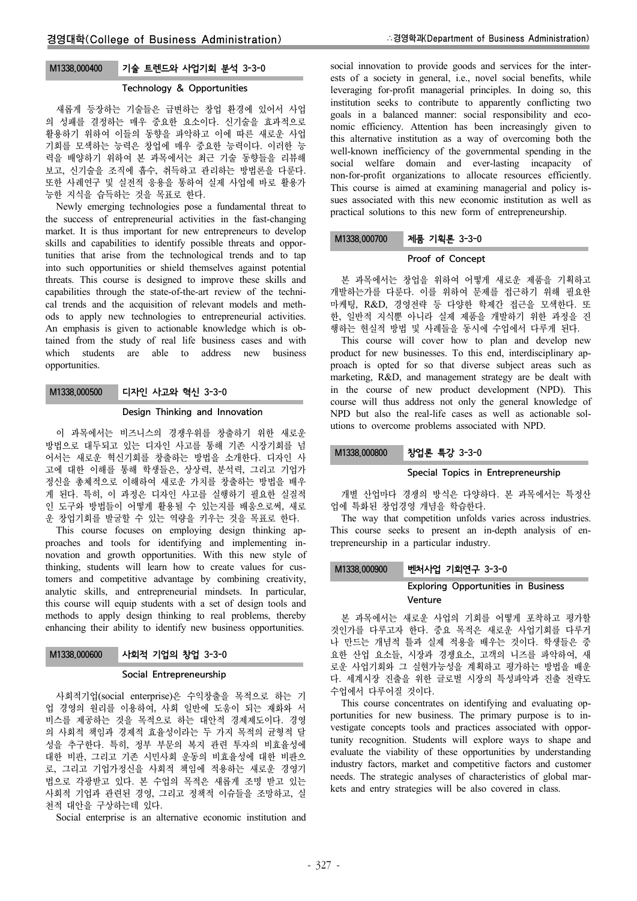### M1338.000400 기술 트렌드와 사업기회 분석 3-3-0

**Technology & Opportunities**

새롭게 등장하는 기술들은 급변하는 창업 환경에 있어서 사업의 성패를 결정하는 매우 중요한 요소이다. 신기술을 효과적으로 활용하기 위하여 이들의 동향을 파악하고 이에 따른 새로운 사업기회를 모색하는 능력은 창업에 매우 중요한 능력이다. 이러한 능력을 배양하기 위하여 본 과목에서는 최근 기술 동향들을 리뷰해 보고, 신기술을 조직에 흡수, 취득하고 관리하는 방법론을 다룬다. 또한 사례연구 및 실전적 응용을 통하여 실제 사업에 바로 활용가능한 지식을 습득하는 것을 목표로 한다.

Newly emerging technologies pose a fundamental threat to the success of entrepreneurial activities in the fast-changing market. It is thus important for new entrepreneurs to develop skills and capabilities to identify possible threats and opportunities that arise from the technological trends and to tap into such opportunities or shield themselves against potential threats. This course is designed to improve these skills and capabilities through the state-of-the-art review of the technical trends and the acquisition of relevant models and methods to apply new technologies to entrepreneurial activities. An emphasis is given to actionable knowledge which is obtained from the study of real life business cases and with which students are able to address new business opportunities.

### M1338.000500 디자인 사고와 혁신 3-3-0

**Design Thinking and Innovation**

이 과목에서는 비즈니스의 경쟁우위를 창출하기 위한 새로운 방법으로 대두되고 있는 디자인 사고를 통해 기존 시장기회를 넘어서는 새로운 혁신기회를 창출하는 방법을 소개한다. 디자인 사고에 대한 이해를 통해 학생들은, 상상력, 분석력, 그리고 기업가 정신을 총체적으로 이해하여 새로운 가치를 창출하는 방법을 배우게 된다. 특히, 이 과정은 디자인 사고를 실행하기 필요한 실질적인 도구와 방법들이 어떻게 활용될 수 있는지를 배움으로써, 새로운 창업기회를 발굴할 수 있는 역량을 키우는 것을 목표로 한다.

This course focuses on employing design thinking approaches and tools for identifying and implementing innovation and growth opportunities. With this new style of thinking, students will learn how to create values for customers and competitive advantage by combining creativity, analytic skills, and entrepreneurial mindsets. In particular, this course will equip students with a set of design tools and methods to apply design thinking to real problems, thereby enhancing their ability to identify new business opportunities.

### M1338.000600 사회적 기업의 창업 3-3-0

**Social Entrepreneurship**

사회적기업(social enterprise)은 수익창출을 목적으로 하는 기업 경영의 원리를 이용하여, 사회 일반에 도움이 되는 재화와 서비스를 제공하는 것을 목적으로 하는 대안적 경제제도이다. 경영의 사회적 책임과 경제적 효율성이라는 두 가지 목적의 균형적 달성을 추구한다. 특히, 정부 부문의 복지 관련 투자의 비효율성에 대한 비판, 그리고 기존 시민사회 운동의 비효율성에 대한 비판으로, 그리고 기업가정신을 사회적 책임에 적용하는 새로운 경영기법으로 각광받고 있다. 본 수업의 목적은 새롭게 조명 받고 있는 사회적 기업과 관련된 경영, 그리고 정책적 이슈들을 조망하고, 실천적 대안을 구상하는데 있다.

Social enterprise is an alternative economic institution and social innovation to provide goods and services for the interests of a society in general, i.e., novel social benefits, while leveraging for-profit managerial principles. In doing so, this institution seeks to contribute to apparently conflicting two goals in a balanced manner: social responsibility and economic efficiency. Attention has been increasingly given to this alternative institution as a way of overcoming both the well-known inefficiency of the governmental spending in the social welfare domain and ever-lasting incapacity of non-for-profit organizations to allocate resources efficiently. This course is aimed at examining managerial and policy issues associated with this new economic institution as well as practical solutions to this new form of entrepreneurship.

### M1338.000700 제품 기획론 3-3-0

**Proof of Concept**

본 과목에서는 창업을 위하여 어떻게 새로운 제품을 기획하고 개발하는가를 다룬다. 이를 위하여 문제를 접근하기 위해 필요한 마케팅, R&D, 경영전략 등 다양한 학제간 접근을 모색한다. 또한, 일반적 지식뿐 아니라 실제 제품을 개발하기 위한 과정을 진행하는 현실적 방법 및 사례들을 동시에 수업에서 다루게 된다.

This course will cover how to plan and develop new product for new businesses. To this end, interdisciplinary approach is opted for so that diverse subject areas such as marketing, R&D, and management strategy are be dealt with in the course of new product development (NPD). This course will thus address not only the general knowledge of NPD but also the real-life cases as well as actionable solutions to overcome problems associated with NPD.

### M1338.000800 창업론 특강 3-3-0

**Special Topics in Entrepreneurship**

개별 산업마다 경쟁의 방식은 다양하다. 본 과목에서는 특정산업에 특화된 창업경영 개념을 학습한다.

The way that competition unfolds varies across industries. This course seeks to present an in-depth analysis of entrepreneurship in a particular industry.

### M1338.000900 벤처사업 기회연구 3-3-0

**Exploring Opportunities in Business Venture**

본 과목에서는 새로운 사업의 기회를 어떻게 포착하고 평가할 것인가를 다루고자 한다. 중요 목적은 새로운 사업기회를 다루거나 만드는 개념적 틀과 실제 적용을 배우는 것이다. 학생들은 중요한 산업 요소들, 시장과 경쟁요소, 고객의 니즈를 파악하여, 새로운 사업기회와 그 실현가능성을 계획하고 평가하는 방법을 배운다. 세계시장 진출을 위한 글로벌 시장의 특성파악과 진출 전략도 수업에서 다루어질 것이다.

This course concentrates on identifying and evaluating opportunities for new business. The primary purpose is to investigate concepts tools and practices associated with opportunity recognition. Students will explore ways to shape and evaluate the viability of these opportunities by understanding industry factors, market and competitive factors and customer needs. The strategic analyses of characteristics of global markets and entry strategies will be also covered in class.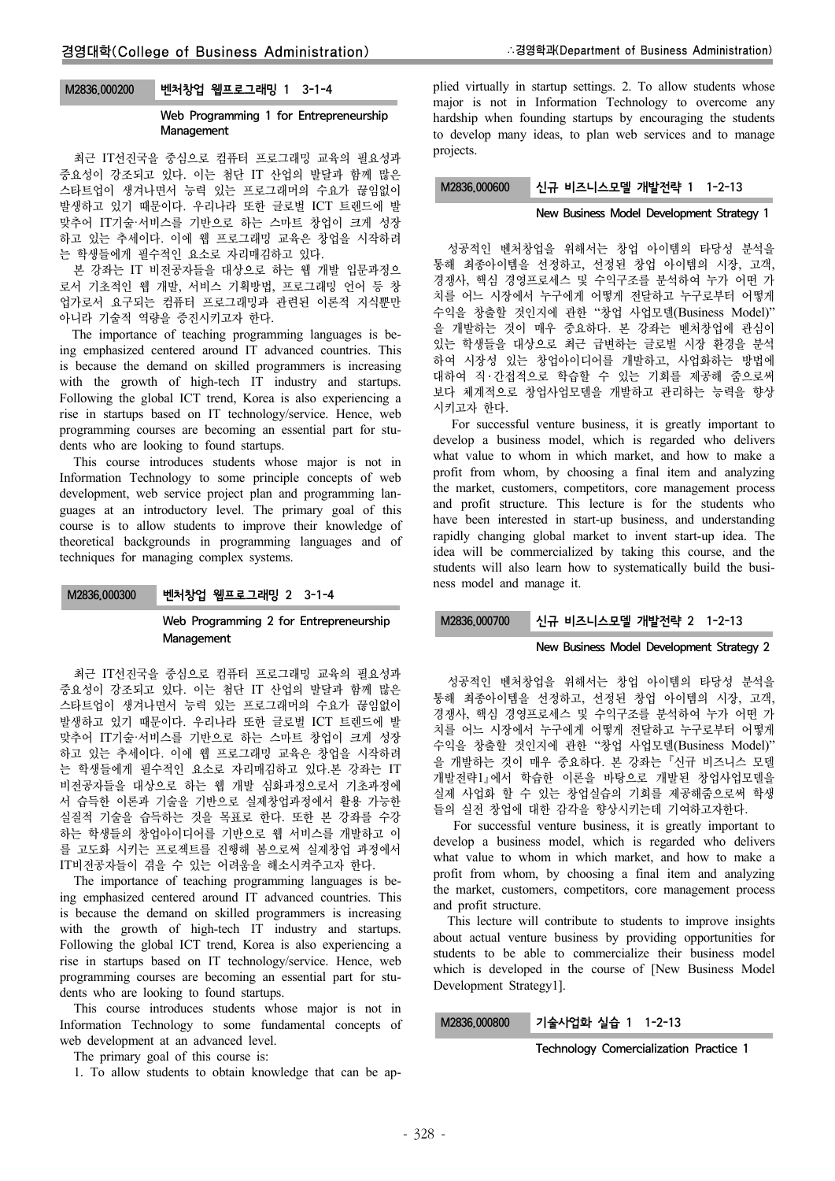### M2836.000200 벤처창업 웹프로그래밍 1 3-1-4

**Web Programming 1 for Entrepreneurship Management**

최근 IT선진국을 중심으로 컴퓨터 프로그래밍 교육의 필요성과 중요성이 강조되고 있다. 이는 첨단 IT 산업의 발달과 함께 많은 스타트업이 생겨나면서 능력 있는 프로그래머의 수요가 끊임없이 발생하고 있기 때문이다. 우리나라 또한 글로벌 ICT 트렌드에 발맞추어 IT기술·서비스를 기반으로 하는 스마트 창업이 크게 성장하고 있는 추세이다. 이에 웹 프로그래밍 교육은 창업을 시작하려는 학생들에게 필수적인 요소로 자리매김하고 있다.

본 강좌는 IT 비전공자들을 대상으로 하는 웹 개발 입문과정으로서 기초적인 웹 개발, 서비스 기획방법, 프로그래밍 언어 등 창업가로서 요구되는 컴퓨터 프로그래밍과 관련된 이론적 지식뿐만 아니라 기술적 역량을 증진시키고자 한다.

The importance of teaching programming languages is being emphasized centered around IT advanced countries. This is because the demand on skilled programmers is increasing with the growth of high-tech IT industry and startups. Following the global ICT trend, Korea is also experiencing a rise in startups based on IT technology/service. Hence, web programming courses are becoming an essential part for students who are looking to found startups.

This course introduces students whose major is not in Information Technology to some principle concepts of web development, web service project plan and programming languages at an introductory level. The primary goal of this course is to allow students to improve their knowledge of theoretical backgrounds in programming languages and of techniques for managing complex systems.

### M2836.000300 벤처창업 웹프로그래밍 2 3-1-4

**Web Programming 2 for Entrepreneurship Management**

최근 IT선진국을 중심으로 컴퓨터 프로그래밍 교육의 필요성과 중요성이 강조되고 있다. 이는 첨단 IT 산업의 발달과 함께 많은 스타트업이 생겨나면서 능력 있는 프로그래머의 수요가 끊임없이 발생하고 있기 때문이다. 우리나라 또한 글로벌 ICT 트렌드에 발맞추어 IT기술·서비스를 기반으로 하는 스마트 창업이 크게 성장하고 있는 추세이다. 이에 웹 프로그래밍 교육은 창업을 시작하려는 학생들에게 필수적인 요소로 자리매김하고 있다.본 강좌는 IT 비전공자들을 대상으로 하는 웹 개발 심화과정으로서 기초과정에서 습득한 이론과 기술을 기반으로 실제창업과정에서 활용 가능한 실질적 기술을 습득하는 것을 목표로 한다. 또한 본 강좌를 수강하는 학생들의 창업아이디어를 기반으로 웹 서비스를 개발하고 이를 고도화 시키는 프로젝트를 진행해 봄으로써 실제창업 과정에서 IT비전공자들이 겪을 수 있는 어려움을 해소시켜주고자 한다.

The importance of teaching programming languages is being emphasized centered around IT advanced countries. This is because the demand on skilled programmers is increasing with the growth of high-tech IT industry and startups. Following the global ICT trend, Korea is also experiencing a rise in startups based on IT technology/service. Hence, web programming courses are becoming an essential part for students who are looking to found startups.

This course introduces students whose major is not in Information Technology to some fundamental concepts of web development at an advanced level.

The primary goal of this course is:

1. To allow students to obtain knowledge that can be applied virtually in startup settings. 2. To allow students whose major is not in Information Technology to overcome any hardship when founding startups by encouraging the students to develop many ideas, to plan web services and to manage projects.

### M2836.000600 신규 비즈니스모델 개발전략 1 1-2-13

**New Business Model Development Strategy 1**

성공적인 벤처창업을 위해서는 창업 아이템의 타당성 분석을 통해 최종아이템을 선정하고, 선정된 창업 아이템의 시장, 고객, 경쟁사, 핵심 경영프로세스 및 수익구조를 분석하여 누가 어떤 가치를 어느 시장에서 누구에게 어떻게 전달하고 누구로부터 어떻게 수익을 창출할 것인지에 관한 "창업 사업모델(Business Model)"을 개발하는 것이 매우 중요하다. 본 강좌는 벤처창업에 관심이 있는 학생들을 대상으로 최근 급변하는 글로벌 시장 환경을 분석하여 시장성 있는 창업아이디어를 개발하고, 사업화하는 방법에 대하여 직·간접적으로 학습할 수 있는 기회를 제공해 줌으로써 보다 체계적으로 창업사업모델을 개발하고 관리하는 능력을 향상시키고자 한다.

For successful venture business, it is greatly important to develop a business model, which is regarded who delivers what value to whom in which market, and how to make a profit from whom, by choosing a final item and analyzing the market, customers, competitors, core management process and profit structure. This lecture is for the students who have been interested in start-up business, and understanding rapidly changing global market to invent start-up idea. The idea will be commercialized by taking this course, and the students will also learn how to systematically build the business model and manage it.

### M2836.000700 신규 비즈니스모델 개발전략 2 1-2-13

**New Business Model Development Strategy 2**

성공적인 벤처창업을 위해서는 창업 아이템의 타당성 분석을 통해 최종아이템을 선정하고, 선정된 창업 아이템의 시장, 고객, 경쟁사, 핵심 경영프로세스 및 수익구조를 분석하여 누가 어떤 가치를 어느 시장에서 누구에게 어떻게 전달하고 누구로부터 어떻게 수익을 창출할 것인지에 관한 "창업 사업모델(Business Model)"을 개발하는 것이 매우 중요하다. 본 강좌는 『신규 비즈니스 모델 개발전략1』에서 학습한 이론을 바탕으로 개발된 창업사업모델을 실제 사업화 할 수 있는 창업실습의 기회를 제공해줌으로써 학생들의 실전 창업에 대한 감각을 향상시키는데 기여하고자한다.

For successful venture business, it is greatly important to develop a business model, which is regarded who delivers what value to whom in which market, and how to make a profit from whom, by choosing a final item and analyzing the market, customers, competitors, core management process and profit structure.

This lecture will contribute to students to improve insights about actual venture business by providing opportunities for students to be able to commercialize their business model which is developed in the course of [New Business Model Development Strategy1].

### M2836.000800 기술사업화 실습 1 1-2-13

**Technology Comercialization Practice 1**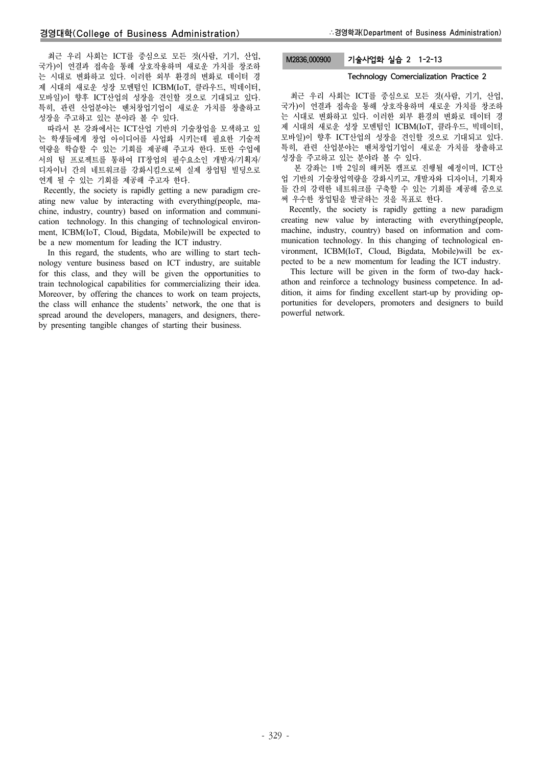최근 우리 사회는 ICT를 중심으로 모든 것(사람, 기기, 산업, 국가)이 연결과 접속을 통해 상호작용하며 새로운 가치를 창조하는 시대로 변화하고 있다. 이러한 외부 환경의 변화로 데이터 경제 시대의 새로운 성장 모멘텀인 ICBM(IoT, 클라우드, 빅데이터, 모바일)이 향후 ICT산업의 성장을 견인할 것으로 기대되고 있다. 특히, 관련 산업분야는 벤처창업기업이 새로운 가치를 창출하고 성장을 주고하고 있는 분야라 볼 수 있다.

따라서 본 강좌에서는 ICT산업 기반의 기술창업을 모색하고 있는 학생들에게 창업 아이디어를 사업화 시키는데 필요한 기술적 역량을 학습할 수 있는 기회를 제공해 주고자 한다. 또한 수업에서의 팀 프로젝트를 통하여 IT창업의 필수요소인 개발자/기획자/디자이너 간의 네트워크를 강화시킴으로써 실제 창업팀 빌딩으로 연계 될 수 있는 기회를 제공해 주고자 한다.

Recently, the society is rapidly getting a new paradigm creating new value by interacting with everything(people, machine, industry, country) based on information and communication technology. In this changing of technological environment, ICBM(IoT, Cloud, Bigdata, Mobile)will be expected to be a new momentum for leading the ICT industry.

In this regard, the students, who are willing to start technology venture business based on ICT industry, are suitable for this class, and they will be given the opportunities to train technological capabilities for commercializing their idea. Moreover, by offering the chances to work on team projects, the class will enhance the students' network, the one that is spread around the developers, managers, and designers, thereby presenting tangible changes of starting their business.

### M2836.000900 기술사업화 실습 2 1-2-13

**Technology Comercialization Practice 2**

최근 우리 사회는 ICT를 중심으로 모든 것(사람, 기기, 산업, 국가)이 연결과 접속을 통해 상호작용하며 새로운 가치를 창조하는 시대로 변화하고 있다. 이러한 외부 환경의 변화로 데이터 경제 시대의 새로운 성장 모멘텀인 ICBM(IoT, 클라우드, 빅데이터, 모바일)이 향후 ICT산업의 성장을 견인할 것으로 기대되고 있다. 특히, 관련 산업분야는 벤처창업기업이 새로운 가치를 창출하고 성장을 주고하고 있는 분야라 볼 수 있다.

본 강좌는 1박 2일의 해커톤 캠프로 진행될 예정이며, ICT산업 기반의 기술창업역량을 강화시키고, 개발자와 디자이너, 기획자들 간의 강력한 네트워크를 구축할 수 있는 기회를 제공해 줌으로써 우수한 창업팀을 발굴하는 것을 목표로 한다.

Recently, the society is rapidly getting a new paradigm creating new value by interacting with everything(people, machine, industry, country) based on information and communication technology. In this changing of technological environment, ICBM(IoT, Cloud, Bigdata, Mobile)will be expected to be a new momentum for leading the ICT industry.

This lecture will be given in the form of two-day hackathon and reinforce a technology business competence. In addition, it aims for finding excellent start-up by providing opportunities for developers, promoters and designers to build powerful network.